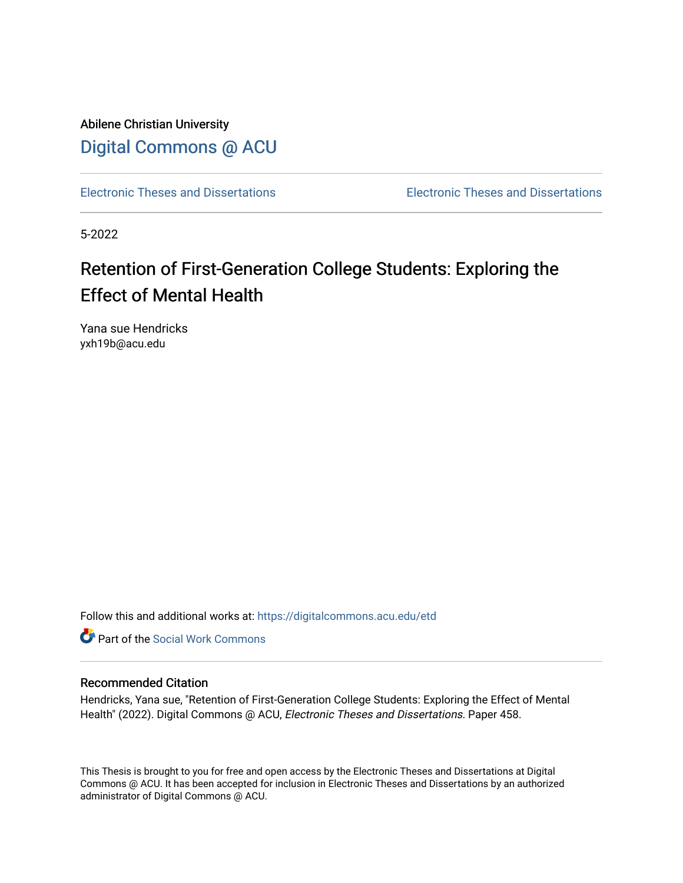Abilene Christian University

# Digital Commons @ ACU

Electronic Theses and Dissertations | Electronic Theses and Dissertations

5-2022

# Retention of First-Generation College Students: Exploring the Effect of Mental Health

Yana sue Hendricks
yxh19b@acu.edu

Follow this and additional works at: https://digitalcommons.acu.edu/etd

Part of the Social Work Commons

## Recommended Citation

Hendricks, Yana sue, "Retention of First-Generation College Students: Exploring the Effect of Mental Health" (2022). Digital Commons @ ACU, *Electronic Theses and Dissertations.* Paper 458.

This Thesis is brought to you for free and open access by the Electronic Theses and Dissertations at Digital Commons @ ACU. It has been accepted for inclusion in Electronic Theses and Dissertations by an authorized administrator of Digital Commons @ ACU.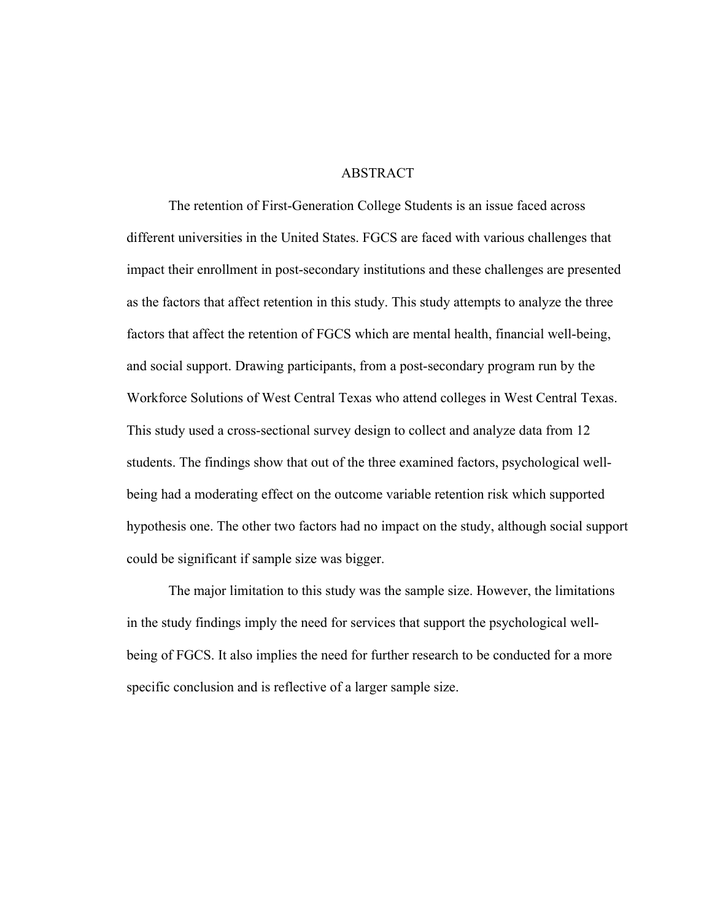# ABSTRACT

The retention of First-Generation College Students is an issue faced across different universities in the United States. FGCS are faced with various challenges that impact their enrollment in post-secondary institutions and these challenges are presented as the factors that affect retention in this study. This study attempts to analyze the three factors that affect the retention of FGCS which are mental health, financial well-being, and social support. Drawing participants, from a post-secondary program run by the Workforce Solutions of West Central Texas who attend colleges in West Central Texas. This study used a cross-sectional survey design to collect and analyze data from 12 students. The findings show that out of the three examined factors, psychological well-being had a moderating effect on the outcome variable retention risk which supported hypothesis one. The other two factors had no impact on the study, although social support could be significant if sample size was bigger.

The major limitation to this study was the sample size. However, the limitations in the study findings imply the need for services that support the psychological well-being of FGCS. It also implies the need for further research to be conducted for a more specific conclusion and is reflective of a larger sample size.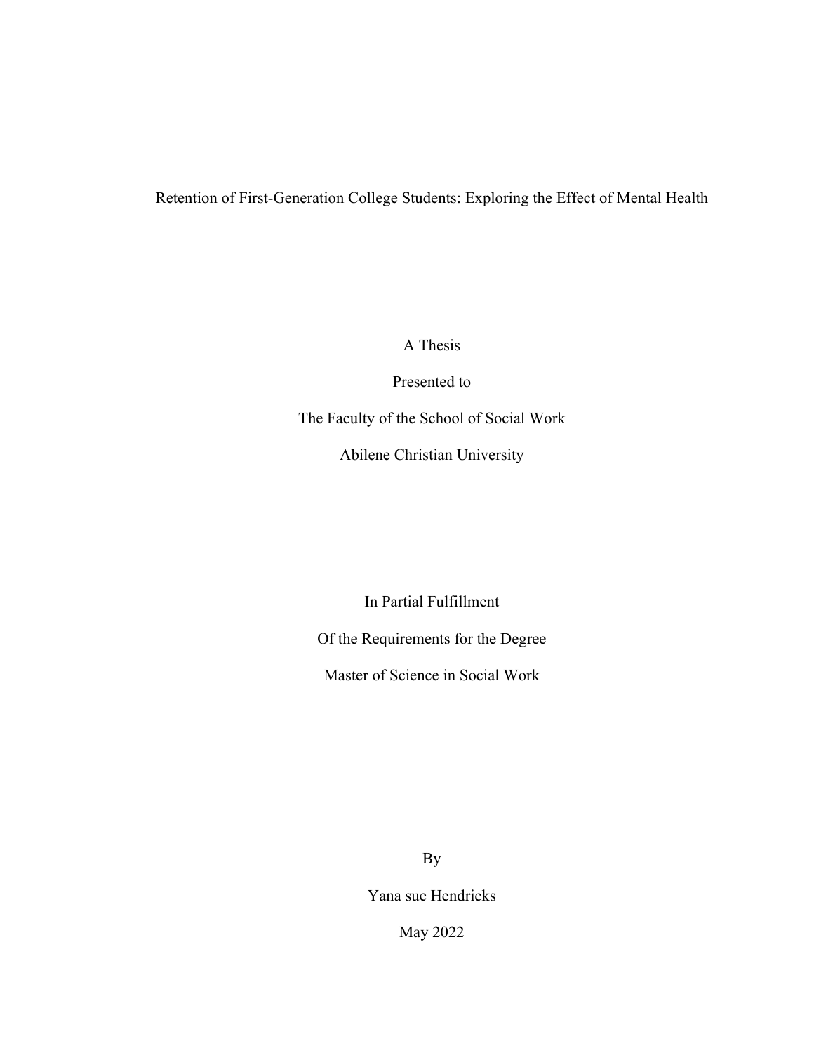# Retention of First-Generation College Students: Exploring the Effect of Mental Health

A Thesis

Presented to

The Faculty of the School of Social Work

Abilene Christian University

In Partial Fulfillment

Of the Requirements for the Degree

Master of Science in Social Work

By

Yana sue Hendricks

May 2022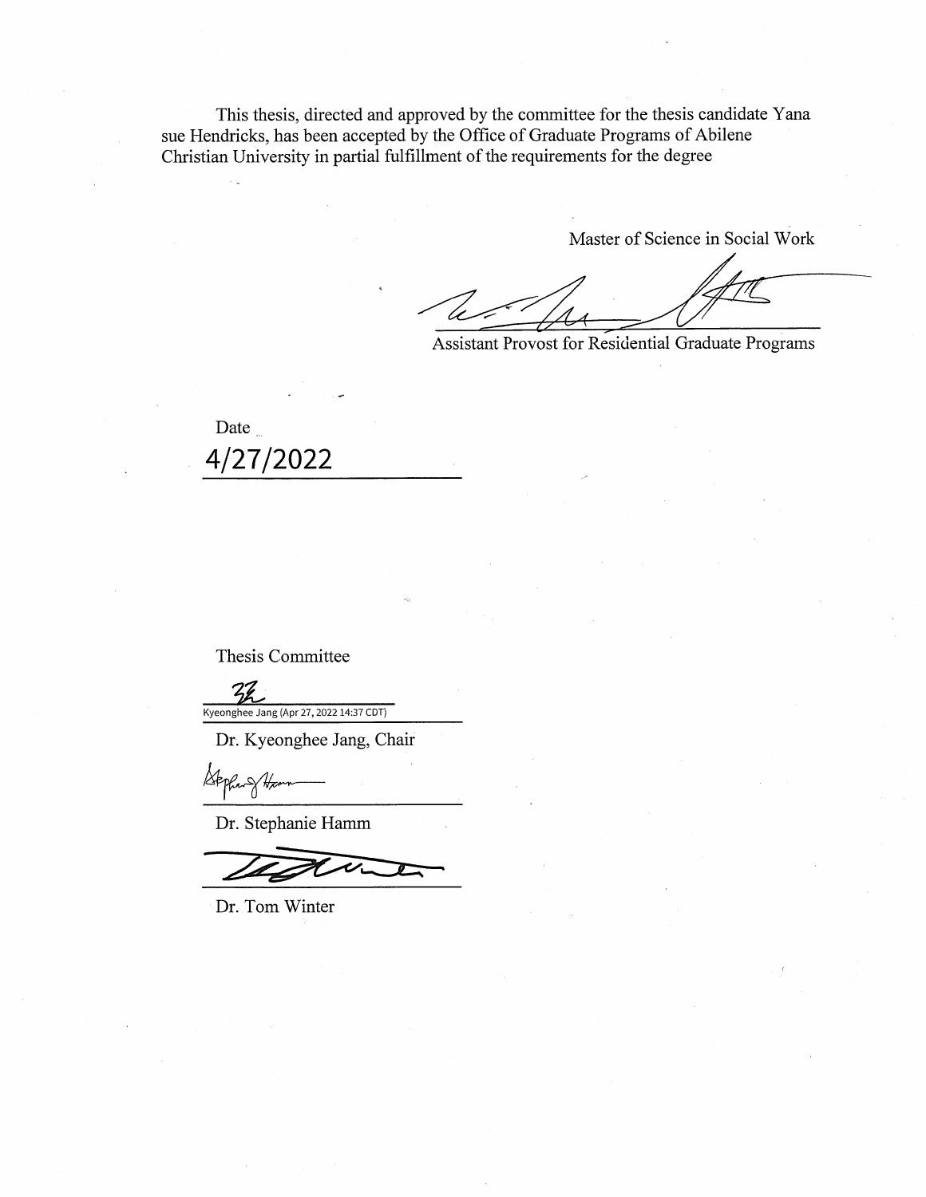This thesis, directed and approved by the committee for the thesis candidate Yana sue Hendricks, has been accepted by the Office of Graduate Programs of Abilene Christian University in partial fulfillment of the requirements for the degree

Master of Science in Social Work

Assistant Provost for Residential Graduate Programs

Date

4/27/2022

Thesis Committee

Kyeonghee Jang (Apr 27, 2022 14:37 CDT)

Dr. Kyeonghee Jang, Chair

Dr. Stephanie Hamm

Dr. Tom Winter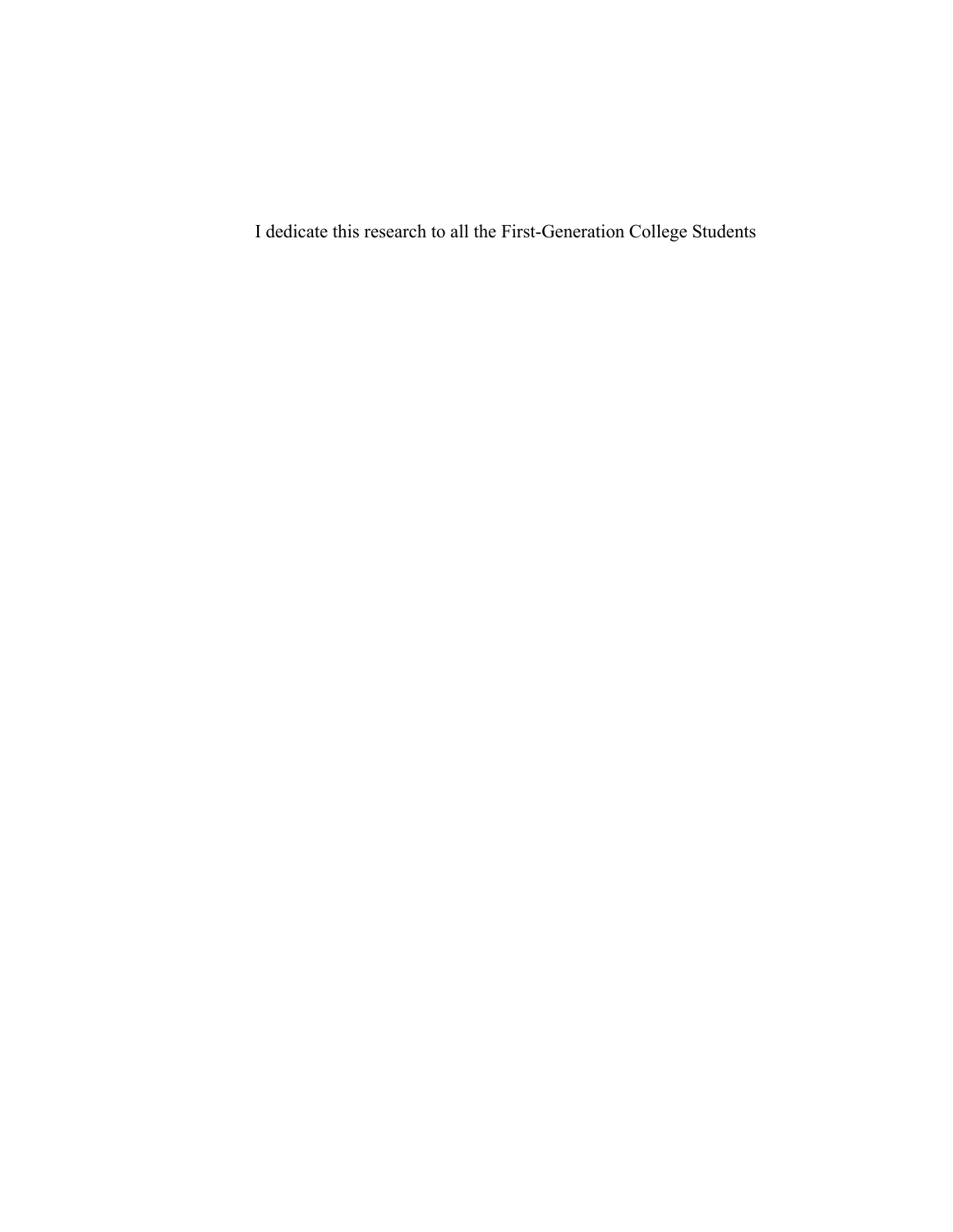I dedicate this research to all the First-Generation College Students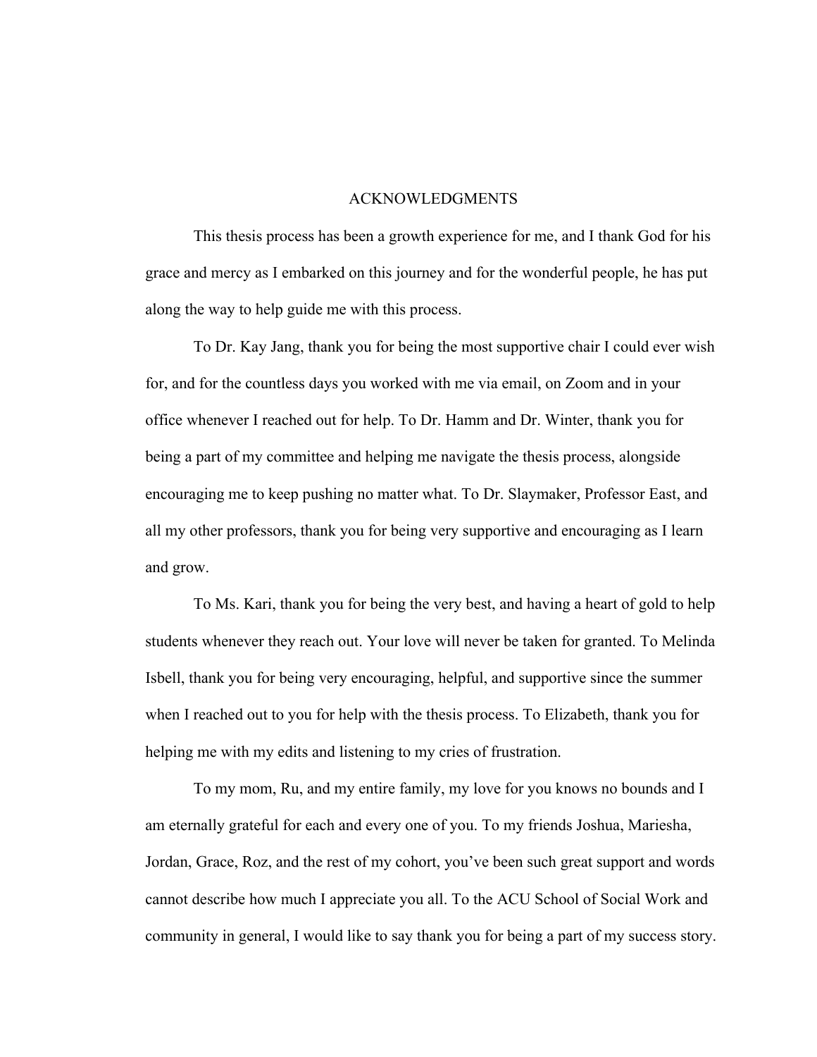# ACKNOWLEDGMENTS

This thesis process has been a growth experience for me, and I thank God for his grace and mercy as I embarked on this journey and for the wonderful people, he has put along the way to help guide me with this process.

To Dr. Kay Jang, thank you for being the most supportive chair I could ever wish for, and for the countless days you worked with me via email, on Zoom and in your office whenever I reached out for help. To Dr. Hamm and Dr. Winter, thank you for being a part of my committee and helping me navigate the thesis process, alongside encouraging me to keep pushing no matter what. To Dr. Slaymaker, Professor East, and all my other professors, thank you for being very supportive and encouraging as I learn and grow.

To Ms. Kari, thank you for being the very best, and having a heart of gold to help students whenever they reach out. Your love will never be taken for granted. To Melinda Isbell, thank you for being very encouraging, helpful, and supportive since the summer when I reached out to you for help with the thesis process. To Elizabeth, thank you for helping me with my edits and listening to my cries of frustration.

To my mom, Ru, and my entire family, my love for you knows no bounds and I am eternally grateful for each and every one of you. To my friends Joshua, Mariesha, Jordan, Grace, Roz, and the rest of my cohort, you've been such great support and words cannot describe how much I appreciate you all. To the ACU School of Social Work and community in general, I would like to say thank you for being a part of my success story.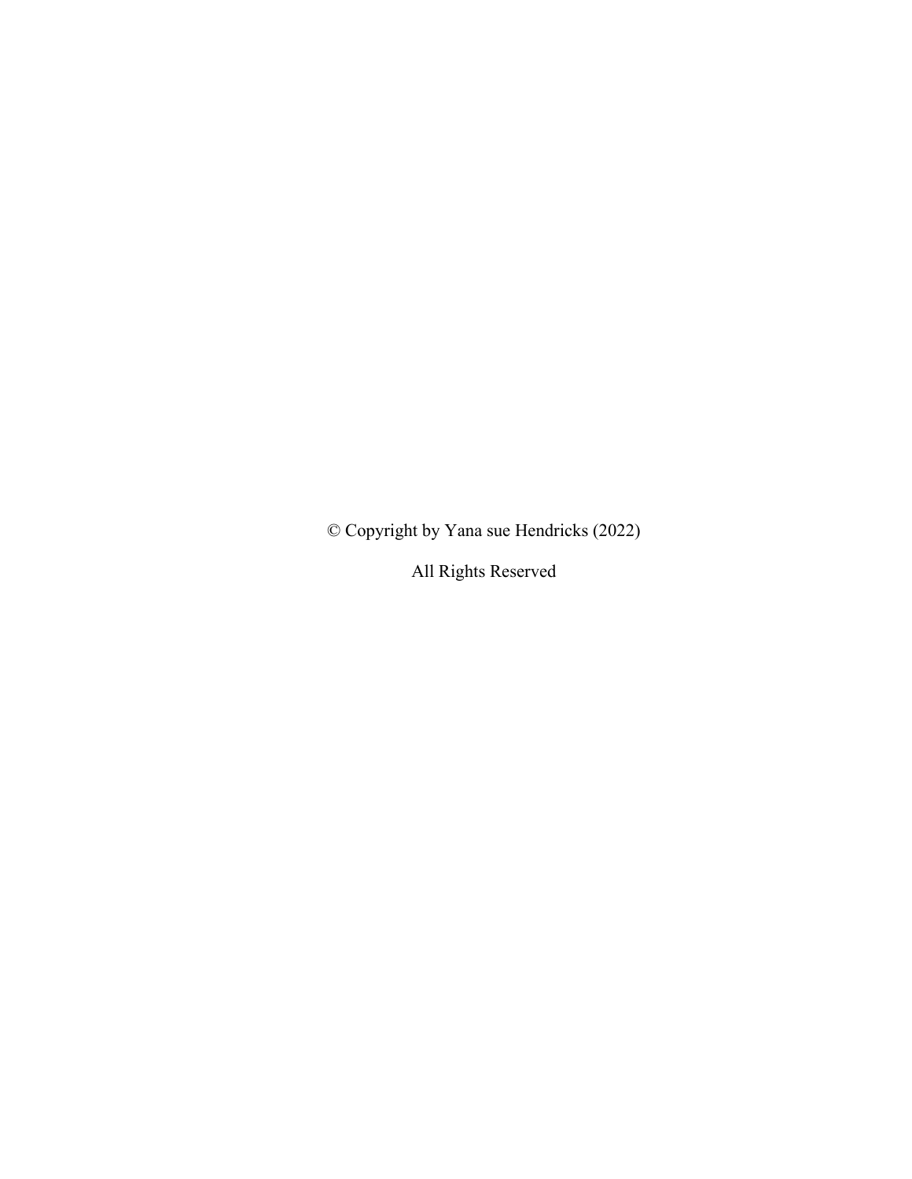© Copyright by Yana sue Hendricks (2022)

All Rights Reserved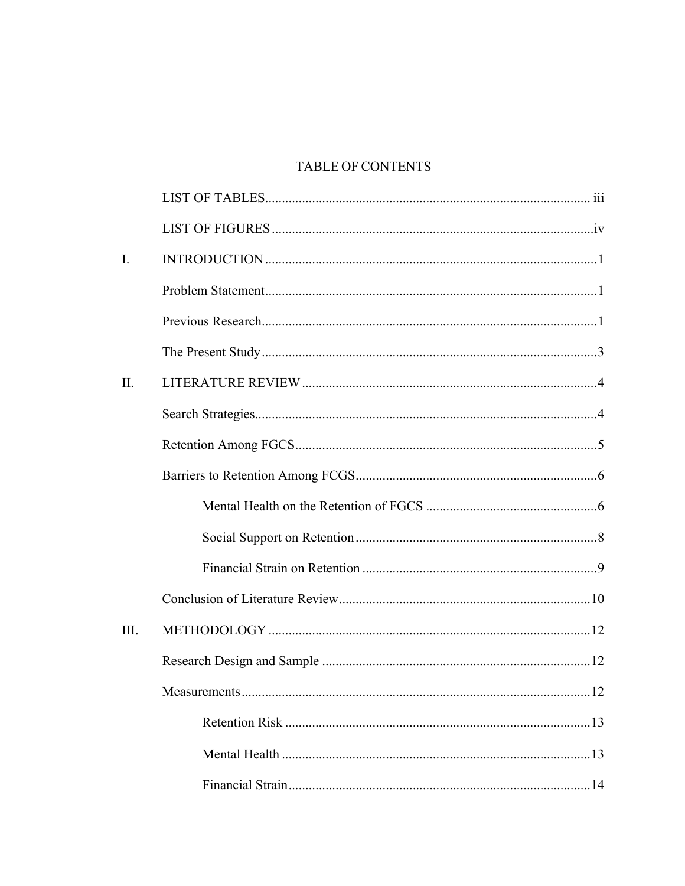# TABLE OF CONTENTS

LIST OF TABLES .......... iii

LIST OF FIGURES .......... iv

I. INTRODUCTION .......... 1

- Problem Statement .......... 1
- Previous Research .......... 1
- The Present Study .......... 3

II. LITERATURE REVIEW .......... 4

- Search Strategies .......... 4
- Retention Among FGCS .......... 5
- Barriers to Retention Among FCGS .......... 6
    - Mental Health on the Retention of FGCS .......... 6
    - Social Support on Retention .......... 8
    - Financial Strain on Retention .......... 9
- Conclusion of Literature Review .......... 10

III. METHODOLOGY .......... 12

- Research Design and Sample .......... 12
- Measurements .......... 12
    - Retention Risk .......... 13
    - Mental Health .......... 13
    - Financial Strain .......... 14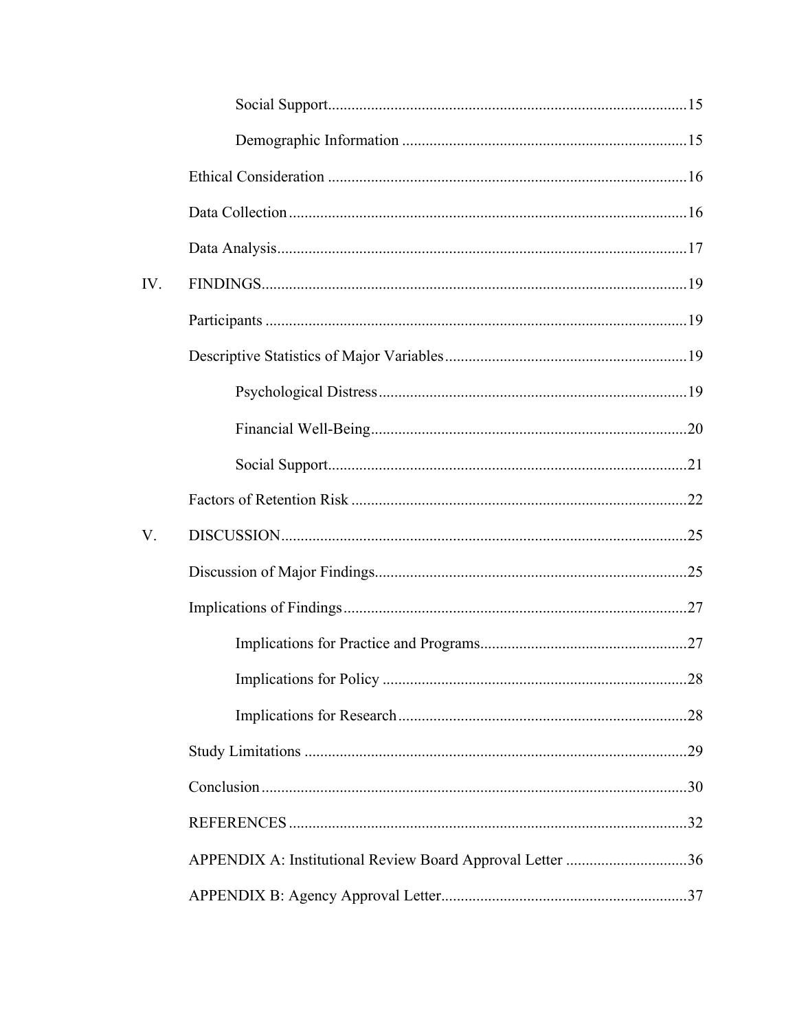Social Support ..... 15

Demographic Information ..... 15

Ethical Consideration ..... 16

Data Collection ..... 16

Data Analysis ..... 17

IV. FINDINGS ..... 19

Participants ..... 19

Descriptive Statistics of Major Variables ..... 19

Psychological Distress ..... 19

Financial Well-Being ..... 20

Social Support ..... 21

Factors of Retention Risk ..... 22

V. DISCUSSION ..... 25

Discussion of Major Findings ..... 25

Implications of Findings ..... 27

Implications for Practice and Programs ..... 27

Implications for Policy ..... 28

Implications for Research ..... 28

Study Limitations ..... 29

Conclusion ..... 30

REFERENCES ..... 32

APPENDIX A: Institutional Review Board Approval Letter ..... 36

APPENDIX B: Agency Approval Letter ..... 37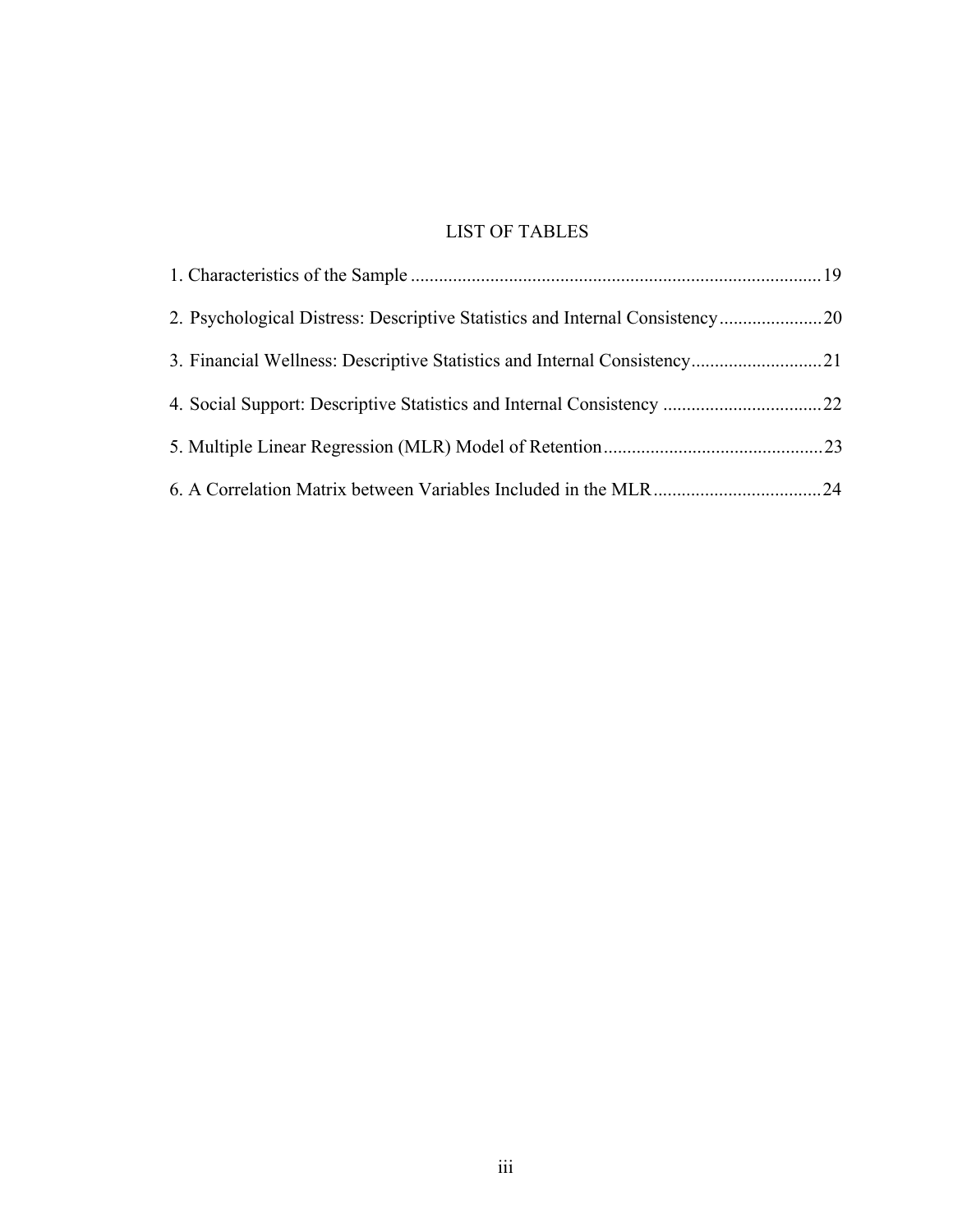# LIST OF TABLES

1. Characteristics of the Sample ........................................................................................ 19
2. Psychological Distress: Descriptive Statistics and Internal Consistency ...................... 20
3. Financial Wellness: Descriptive Statistics and Internal Consistency ............................ 21
4. Social Support: Descriptive Statistics and Internal Consistency .................................. 22
5. Multiple Linear Regression (MLR) Model of Retention ............................................... 23
6. A Correlation Matrix between Variables Included in the MLR .................................... 24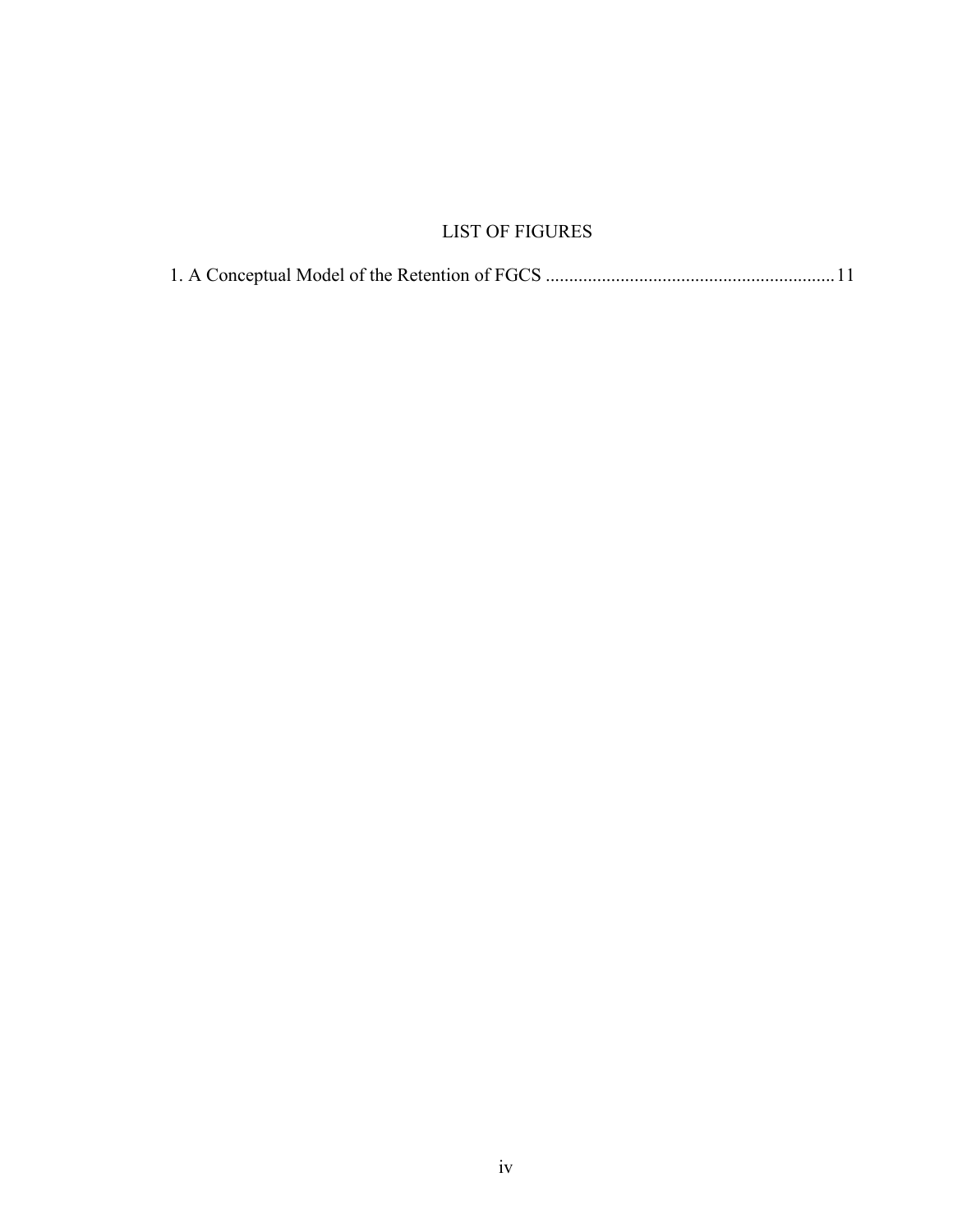# LIST OF FIGURES

1. A Conceptual Model of the Retention of FGCS .......................................................... 11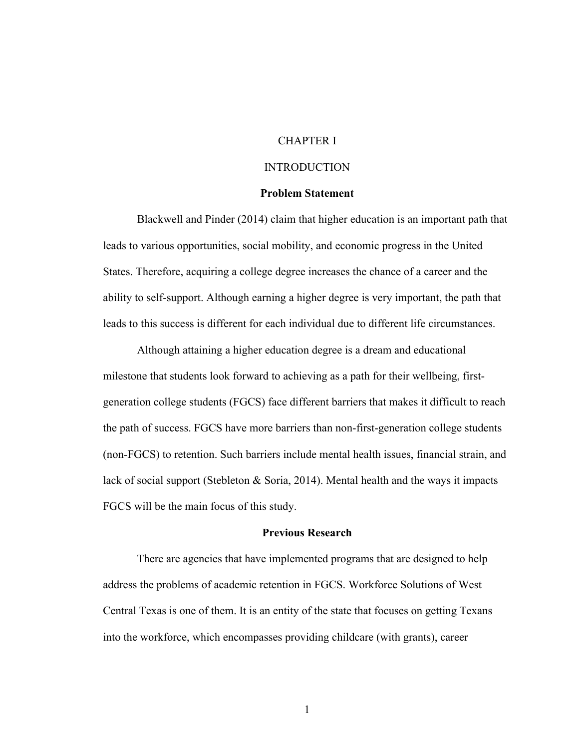# CHAPTER I

# INTRODUCTION

### Problem Statement

Blackwell and Pinder (2014) claim that higher education is an important path that leads to various opportunities, social mobility, and economic progress in the United States. Therefore, acquiring a college degree increases the chance of a career and the ability to self-support. Although earning a higher degree is very important, the path that leads to this success is different for each individual due to different life circumstances.

Although attaining a higher education degree is a dream and educational milestone that students look forward to achieving as a path for their wellbeing, first-generation college students (FGCS) face different barriers that makes it difficult to reach the path of success. FGCS have more barriers than non-first-generation college students (non-FGCS) to retention. Such barriers include mental health issues, financial strain, and lack of social support (Stebleton & Soria, 2014). Mental health and the ways it impacts FGCS will be the main focus of this study.

### Previous Research

There are agencies that have implemented programs that are designed to help address the problems of academic retention in FGCS. Workforce Solutions of West Central Texas is one of them. It is an entity of the state that focuses on getting Texans into the workforce, which encompasses providing childcare (with grants), career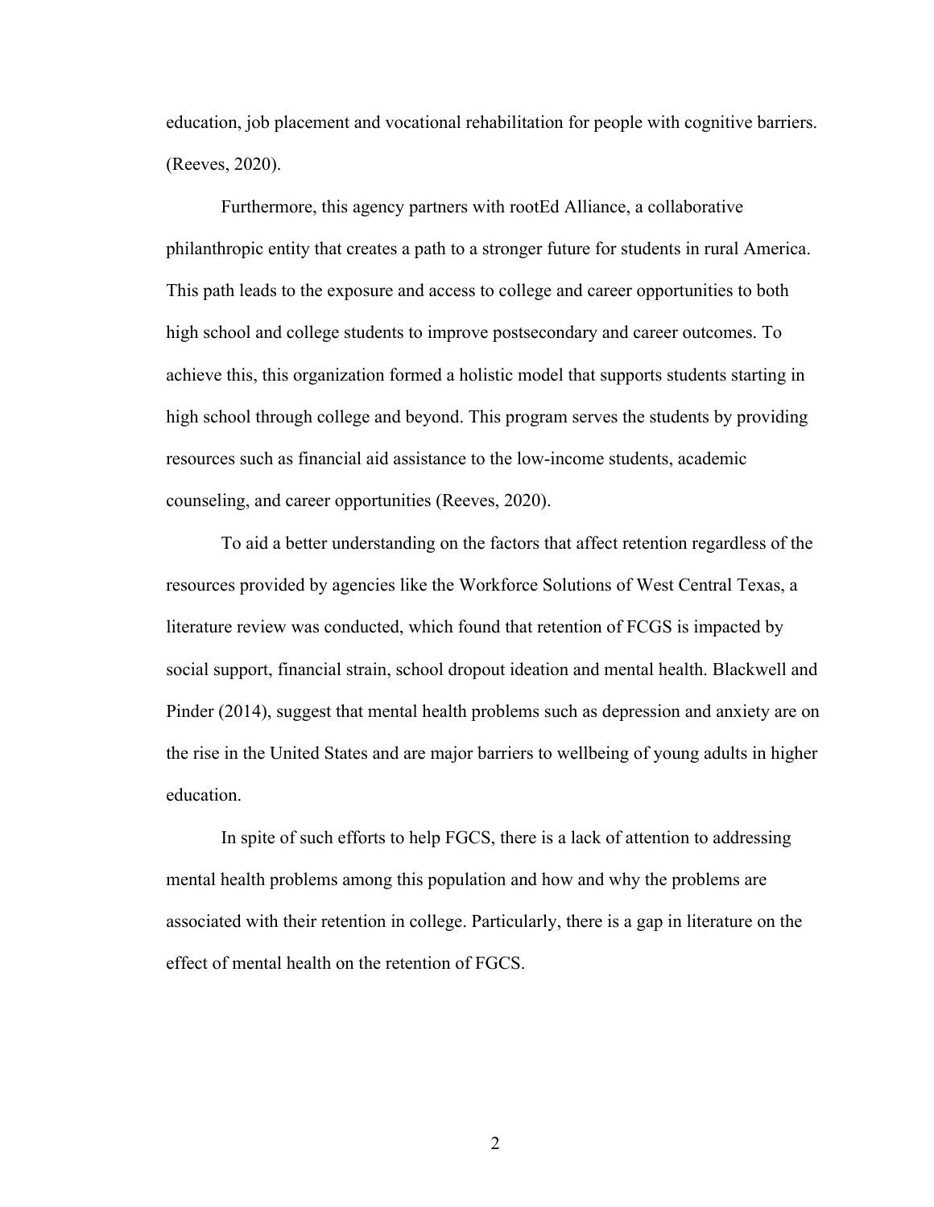education, job placement and vocational rehabilitation for people with cognitive barriers. (Reeves, 2020).

Furthermore, this agency partners with rootEd Alliance, a collaborative philanthropic entity that creates a path to a stronger future for students in rural America. This path leads to the exposure and access to college and career opportunities to both high school and college students to improve postsecondary and career outcomes. To achieve this, this organization formed a holistic model that supports students starting in high school through college and beyond. This program serves the students by providing resources such as financial aid assistance to the low-income students, academic counseling, and career opportunities (Reeves, 2020).

To aid a better understanding on the factors that affect retention regardless of the resources provided by agencies like the Workforce Solutions of West Central Texas, a literature review was conducted, which found that retention of FCGS is impacted by social support, financial strain, school dropout ideation and mental health. Blackwell and Pinder (2014), suggest that mental health problems such as depression and anxiety are on the rise in the United States and are major barriers to wellbeing of young adults in higher education.

In spite of such efforts to help FGCS, there is a lack of attention to addressing mental health problems among this population and how and why the problems are associated with their retention in college. Particularly, there is a gap in literature on the effect of mental health on the retention of FGCS.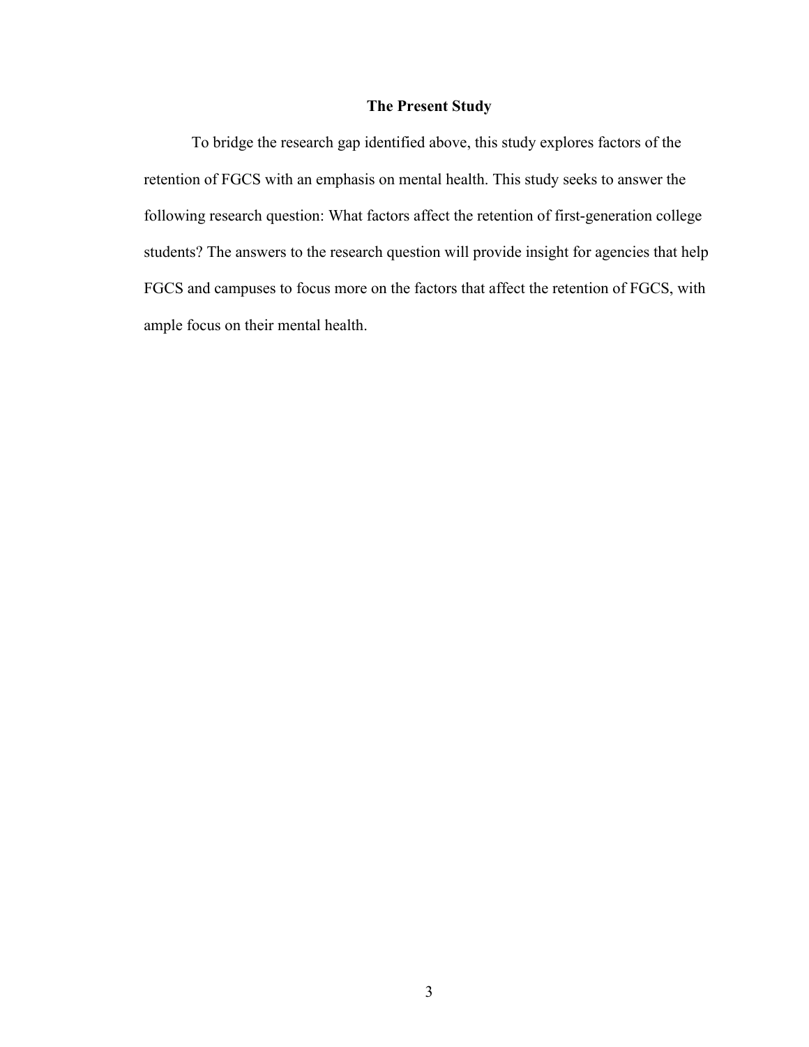## The Present Study

To bridge the research gap identified above, this study explores factors of the retention of FGCS with an emphasis on mental health. This study seeks to answer the following research question: What factors affect the retention of first-generation college students? The answers to the research question will provide insight for agencies that help FGCS and campuses to focus more on the factors that affect the retention of FGCS, with ample focus on their mental health.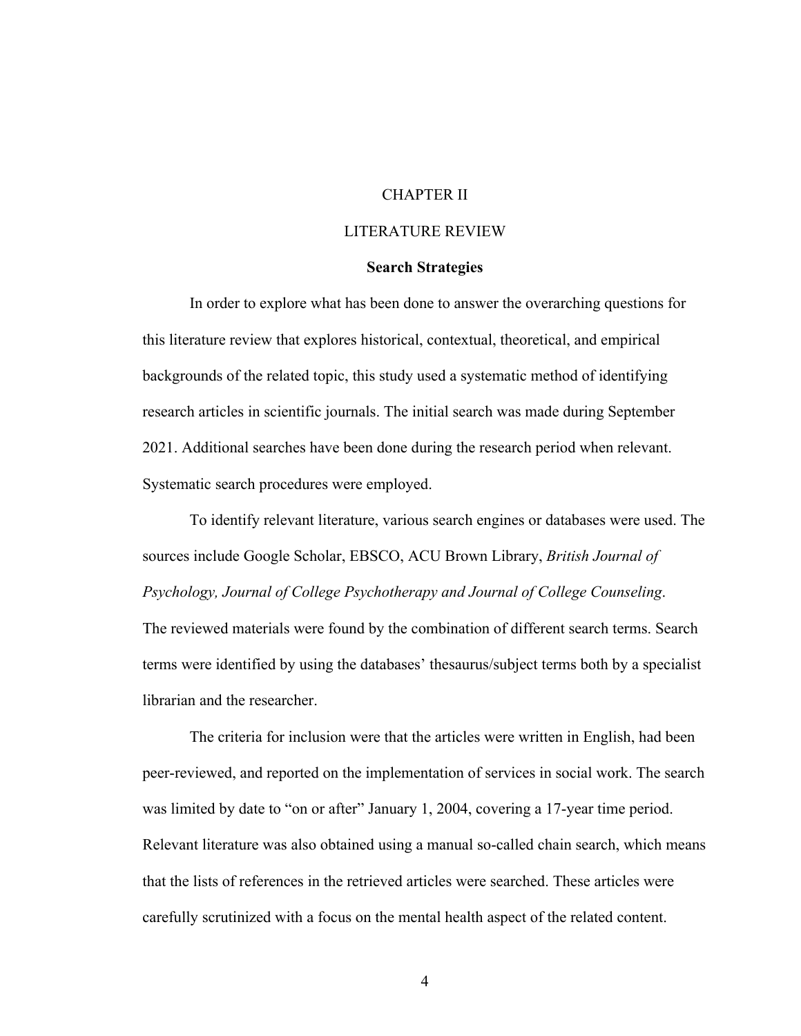# CHAPTER II

# LITERATURE REVIEW

## Search Strategies

In order to explore what has been done to answer the overarching questions for this literature review that explores historical, contextual, theoretical, and empirical backgrounds of the related topic, this study used a systematic method of identifying research articles in scientific journals. The initial search was made during September 2021. Additional searches have been done during the research period when relevant. Systematic search procedures were employed.

To identify relevant literature, various search engines or databases were used. The sources include Google Scholar, EBSCO, ACU Brown Library, *British Journal of Psychology, Journal of College Psychotherapy and Journal of College Counseling*. The reviewed materials were found by the combination of different search terms. Search terms were identified by using the databases' thesaurus/subject terms both by a specialist librarian and the researcher.

The criteria for inclusion were that the articles were written in English, had been peer-reviewed, and reported on the implementation of services in social work. The search was limited by date to "on or after" January 1, 2004, covering a 17-year time period. Relevant literature was also obtained using a manual so-called chain search, which means that the lists of references in the retrieved articles were searched. These articles were carefully scrutinized with a focus on the mental health aspect of the related content.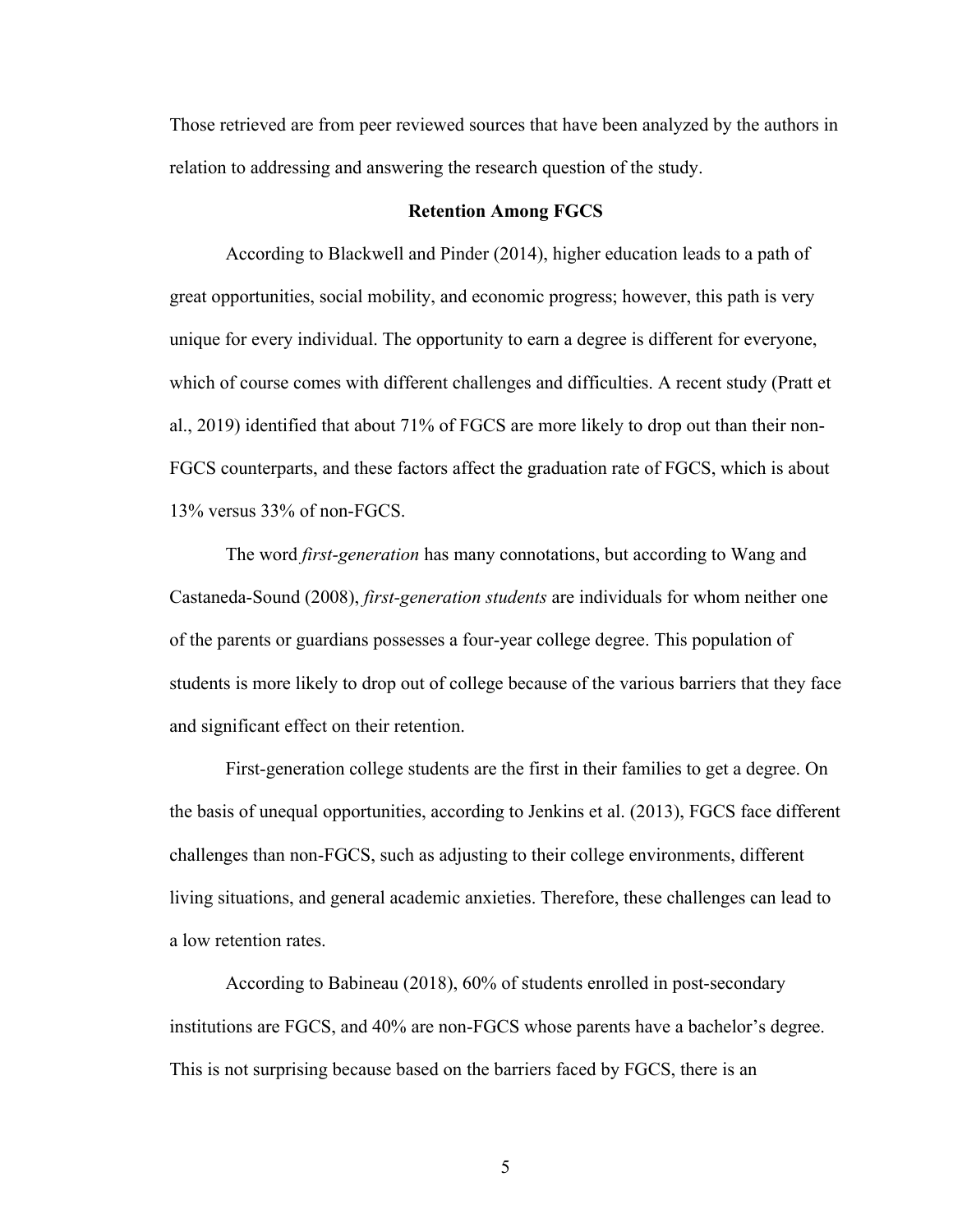Those retrieved are from peer reviewed sources that have been analyzed by the authors in relation to addressing and answering the research question of the study.

## Retention Among FGCS

According to Blackwell and Pinder (2014), higher education leads to a path of great opportunities, social mobility, and economic progress; however, this path is very unique for every individual. The opportunity to earn a degree is different for everyone, which of course comes with different challenges and difficulties. A recent study (Pratt et al., 2019) identified that about 71% of FGCS are more likely to drop out than their non-FGCS counterparts, and these factors affect the graduation rate of FGCS, which is about 13% versus 33% of non-FGCS.

The word *first-generation* has many connotations, but according to Wang and Castaneda-Sound (2008), *first-generation students* are individuals for whom neither one of the parents or guardians possesses a four-year college degree. This population of students is more likely to drop out of college because of the various barriers that they face and significant effect on their retention.

First-generation college students are the first in their families to get a degree. On the basis of unequal opportunities, according to Jenkins et al. (2013), FGCS face different challenges than non-FGCS, such as adjusting to their college environments, different living situations, and general academic anxieties. Therefore, these challenges can lead to a low retention rates.

According to Babineau (2018), 60% of students enrolled in post-secondary institutions are FGCS, and 40% are non-FGCS whose parents have a bachelor's degree. This is not surprising because based on the barriers faced by FGCS, there is an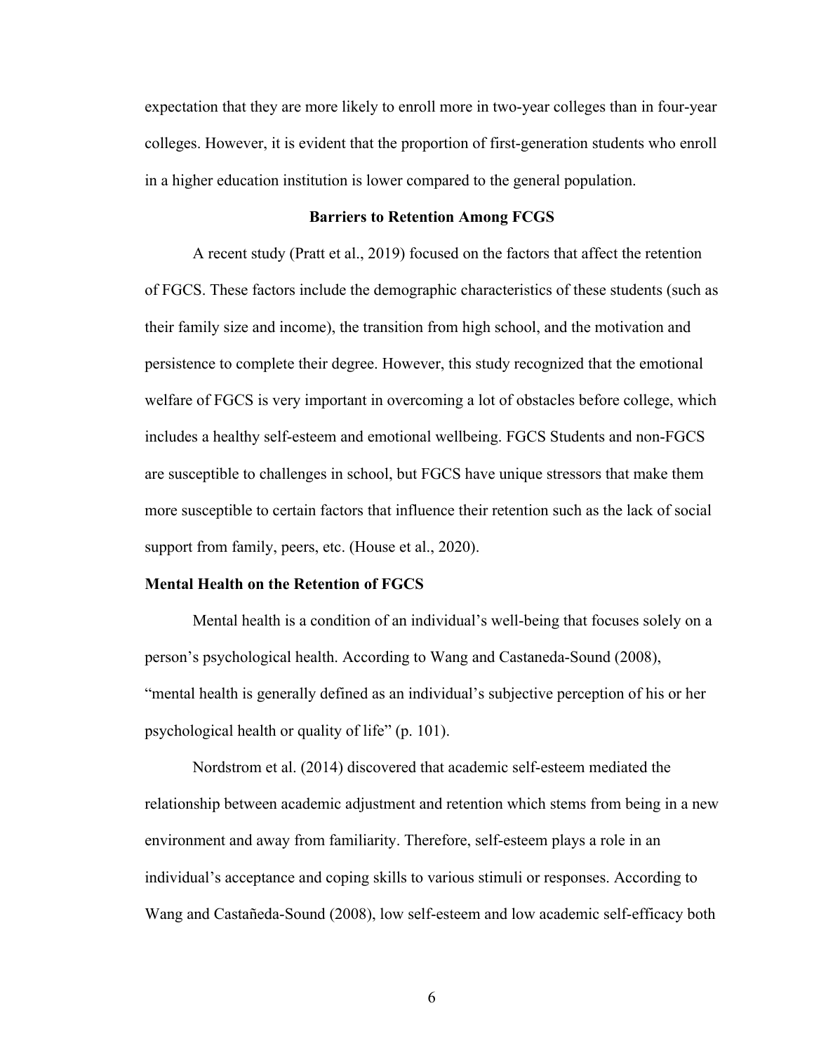expectation that they are more likely to enroll more in two-year colleges than in four-year colleges. However, it is evident that the proportion of first-generation students who enroll in a higher education institution is lower compared to the general population.

## Barriers to Retention Among FCGS

A recent study (Pratt et al., 2019) focused on the factors that affect the retention of FGCS. These factors include the demographic characteristics of these students (such as their family size and income), the transition from high school, and the motivation and persistence to complete their degree. However, this study recognized that the emotional welfare of FGCS is very important in overcoming a lot of obstacles before college, which includes a healthy self-esteem and emotional wellbeing. FGCS Students and non-FGCS are susceptible to challenges in school, but FGCS have unique stressors that make them more susceptible to certain factors that influence their retention such as the lack of social support from family, peers, etc. (House et al., 2020).

### Mental Health on the Retention of FGCS

Mental health is a condition of an individual's well-being that focuses solely on a person's psychological health. According to Wang and Castaneda-Sound (2008), "mental health is generally defined as an individual's subjective perception of his or her psychological health or quality of life" (p. 101).

Nordstrom et al. (2014) discovered that academic self-esteem mediated the relationship between academic adjustment and retention which stems from being in a new environment and away from familiarity. Therefore, self-esteem plays a role in an individual's acceptance and coping skills to various stimuli or responses. According to Wang and Castañeda-Sound (2008), low self-esteem and low academic self-efficacy both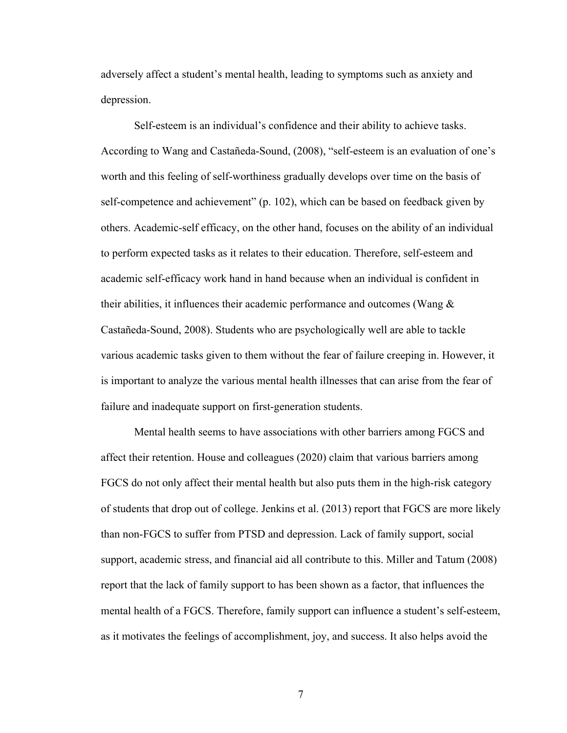adversely affect a student's mental health, leading to symptoms such as anxiety and depression.

Self-esteem is an individual's confidence and their ability to achieve tasks. According to Wang and Castañeda-Sound, (2008), "self-esteem is an evaluation of one's worth and this feeling of self-worthiness gradually develops over time on the basis of self-competence and achievement" (p. 102), which can be based on feedback given by others. Academic-self efficacy, on the other hand, focuses on the ability of an individual to perform expected tasks as it relates to their education. Therefore, self-esteem and academic self-efficacy work hand in hand because when an individual is confident in their abilities, it influences their academic performance and outcomes (Wang & Castañeda-Sound, 2008). Students who are psychologically well are able to tackle various academic tasks given to them without the fear of failure creeping in. However, it is important to analyze the various mental health illnesses that can arise from the fear of failure and inadequate support on first-generation students.

Mental health seems to have associations with other barriers among FGCS and affect their retention. House and colleagues (2020) claim that various barriers among FGCS do not only affect their mental health but also puts them in the high-risk category of students that drop out of college. Jenkins et al. (2013) report that FGCS are more likely than non-FGCS to suffer from PTSD and depression. Lack of family support, social support, academic stress, and financial aid all contribute to this. Miller and Tatum (2008) report that the lack of family support to has been shown as a factor, that influences the mental health of a FGCS. Therefore, family support can influence a student's self-esteem, as it motivates the feelings of accomplishment, joy, and success. It also helps avoid the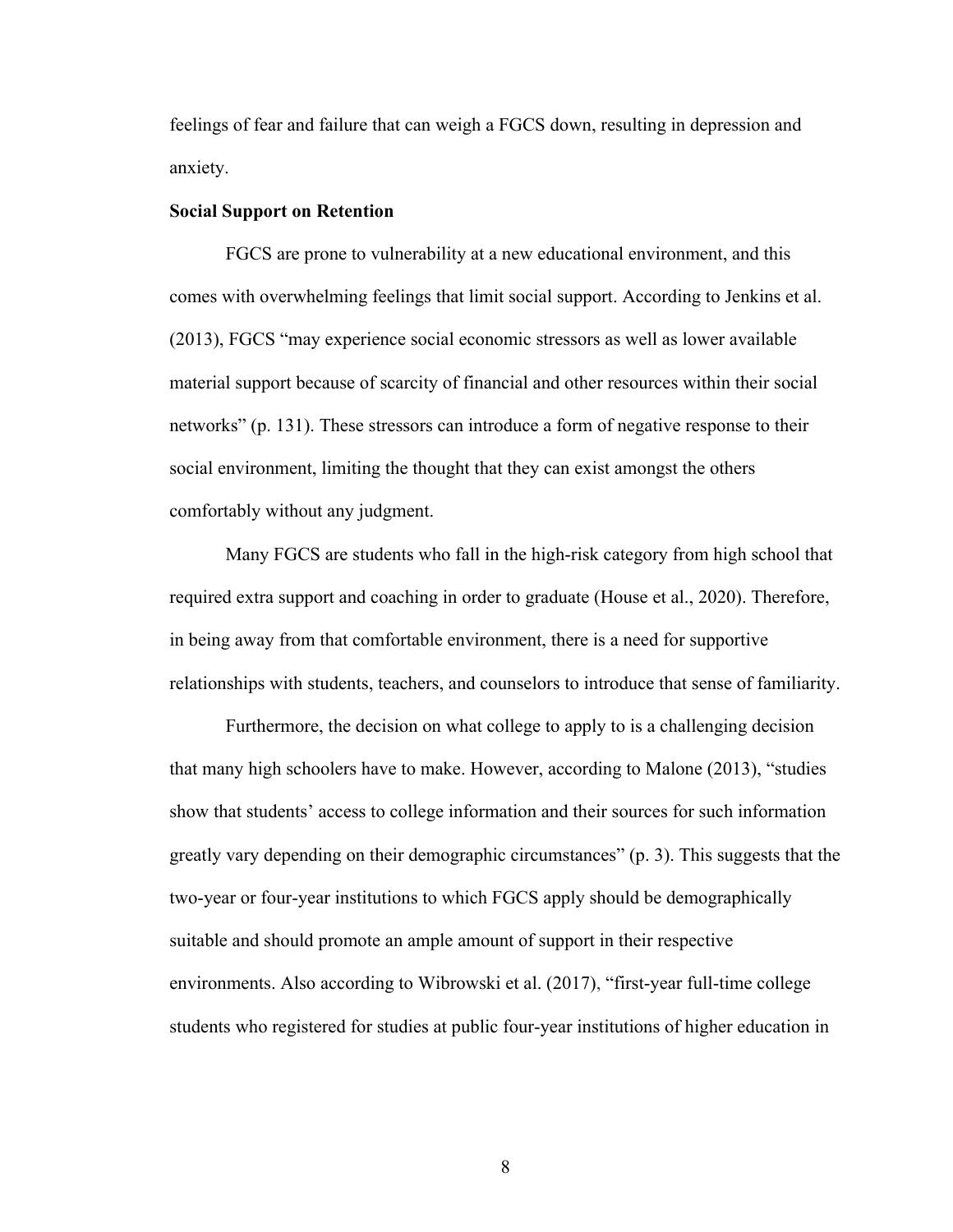feelings of fear and failure that can weigh a FGCS down, resulting in depression and anxiety.

**Social Support on Retention**

FGCS are prone to vulnerability at a new educational environment, and this comes with overwhelming feelings that limit social support. According to Jenkins et al. (2013), FGCS "may experience social economic stressors as well as lower available material support because of scarcity of financial and other resources within their social networks" (p. 131). These stressors can introduce a form of negative response to their social environment, limiting the thought that they can exist amongst the others comfortably without any judgment.

Many FGCS are students who fall in the high-risk category from high school that required extra support and coaching in order to graduate (House et al., 2020). Therefore, in being away from that comfortable environment, there is a need for supportive relationships with students, teachers, and counselors to introduce that sense of familiarity.

Furthermore, the decision on what college to apply to is a challenging decision that many high schoolers have to make. However, according to Malone (2013), "studies show that students' access to college information and their sources for such information greatly vary depending on their demographic circumstances" (p. 3). This suggests that the two-year or four-year institutions to which FGCS apply should be demographically suitable and should promote an ample amount of support in their respective environments. Also according to Wibrowski et al. (2017), "first-year full-time college students who registered for studies at public four-year institutions of higher education in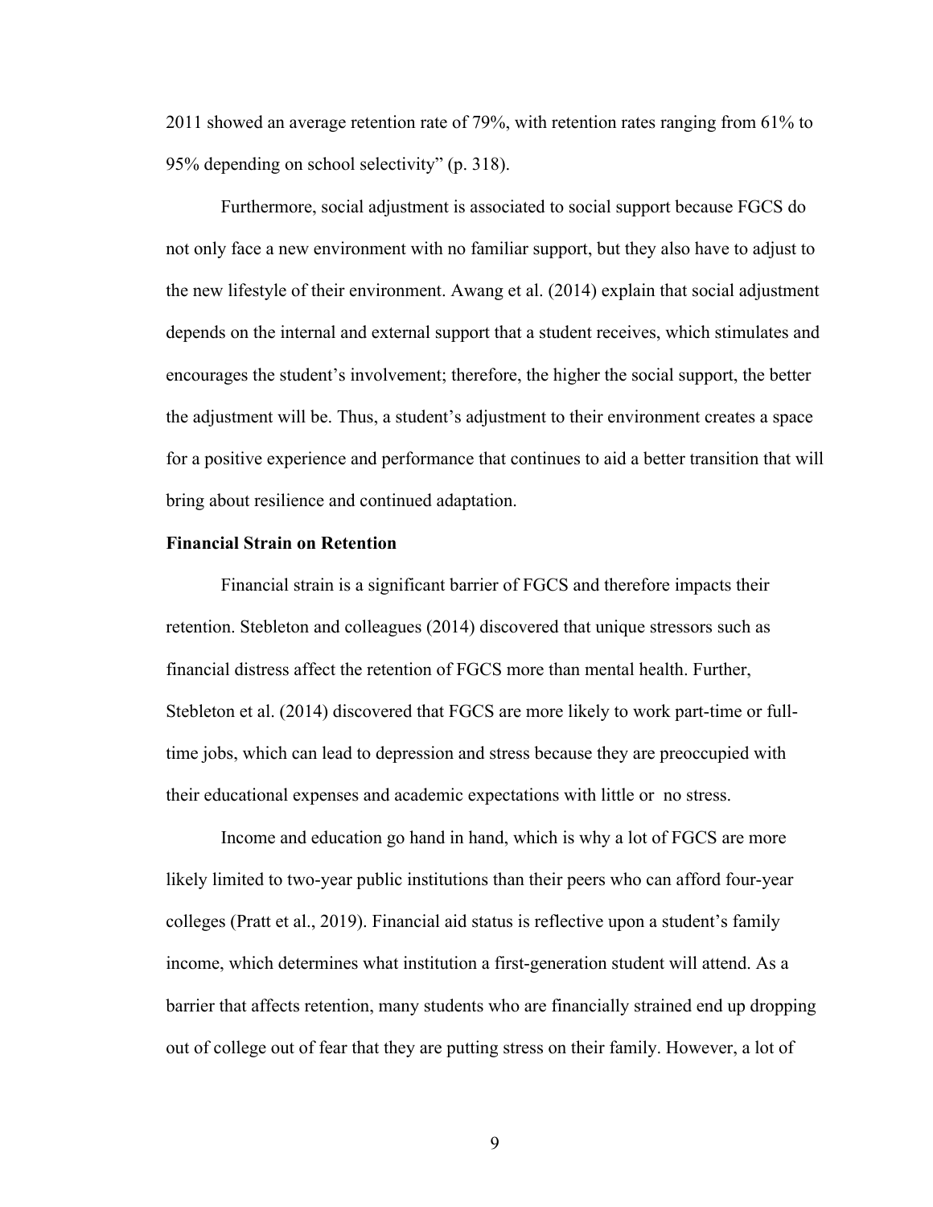2011 showed an average retention rate of 79%, with retention rates ranging from 61% to 95% depending on school selectivity" (p. 318).

Furthermore, social adjustment is associated to social support because FGCS do not only face a new environment with no familiar support, but they also have to adjust to the new lifestyle of their environment. Awang et al. (2014) explain that social adjustment depends on the internal and external support that a student receives, which stimulates and encourages the student's involvement; therefore, the higher the social support, the better the adjustment will be. Thus, a student's adjustment to their environment creates a space for a positive experience and performance that continues to aid a better transition that will bring about resilience and continued adaptation.

**Financial Strain on Retention**

Financial strain is a significant barrier of FGCS and therefore impacts their retention. Stebleton and colleagues (2014) discovered that unique stressors such as financial distress affect the retention of FGCS more than mental health. Further, Stebleton et al. (2014) discovered that FGCS are more likely to work part-time or full-time jobs, which can lead to depression and stress because they are preoccupied with their educational expenses and academic expectations with little or  no stress.

Income and education go hand in hand, which is why a lot of FGCS are more likely limited to two-year public institutions than their peers who can afford four-year colleges (Pratt et al., 2019). Financial aid status is reflective upon a student's family income, which determines what institution a first-generation student will attend. As a barrier that affects retention, many students who are financially strained end up dropping out of college out of fear that they are putting stress on their family. However, a lot of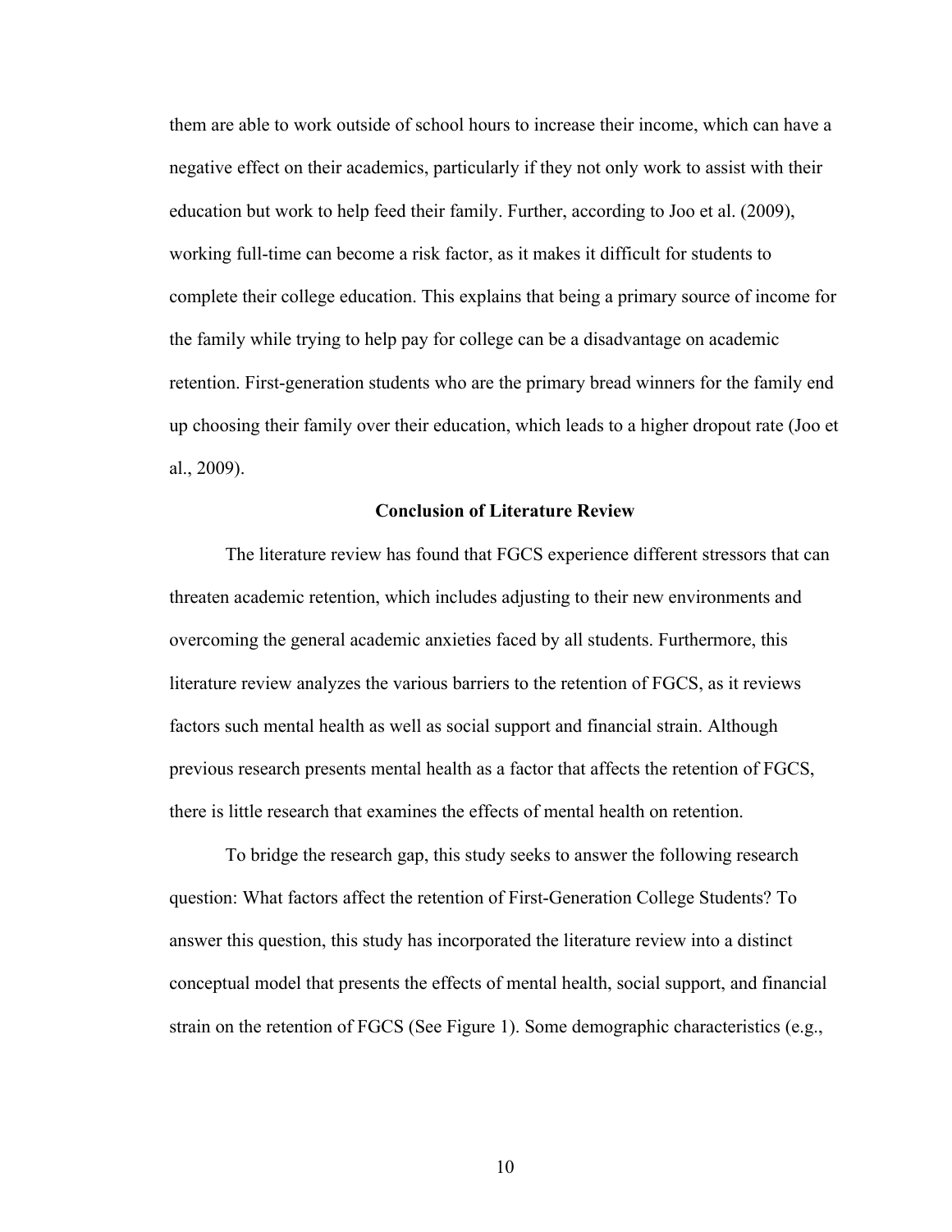them are able to work outside of school hours to increase their income, which can have a negative effect on their academics, particularly if they not only work to assist with their education but work to help feed their family. Further, according to Joo et al. (2009), working full-time can become a risk factor, as it makes it difficult for students to complete their college education. This explains that being a primary source of income for the family while trying to help pay for college can be a disadvantage on academic retention. First-generation students who are the primary bread winners for the family end up choosing their family over their education, which leads to a higher dropout rate (Joo et al., 2009).

## Conclusion of Literature Review

The literature review has found that FGCS experience different stressors that can threaten academic retention, which includes adjusting to their new environments and overcoming the general academic anxieties faced by all students. Furthermore, this literature review analyzes the various barriers to the retention of FGCS, as it reviews factors such mental health as well as social support and financial strain. Although previous research presents mental health as a factor that affects the retention of FGCS, there is little research that examines the effects of mental health on retention.

To bridge the research gap, this study seeks to answer the following research question: What factors affect the retention of First-Generation College Students? To answer this question, this study has incorporated the literature review into a distinct conceptual model that presents the effects of mental health, social support, and financial strain on the retention of FGCS (See Figure 1). Some demographic characteristics (e.g.,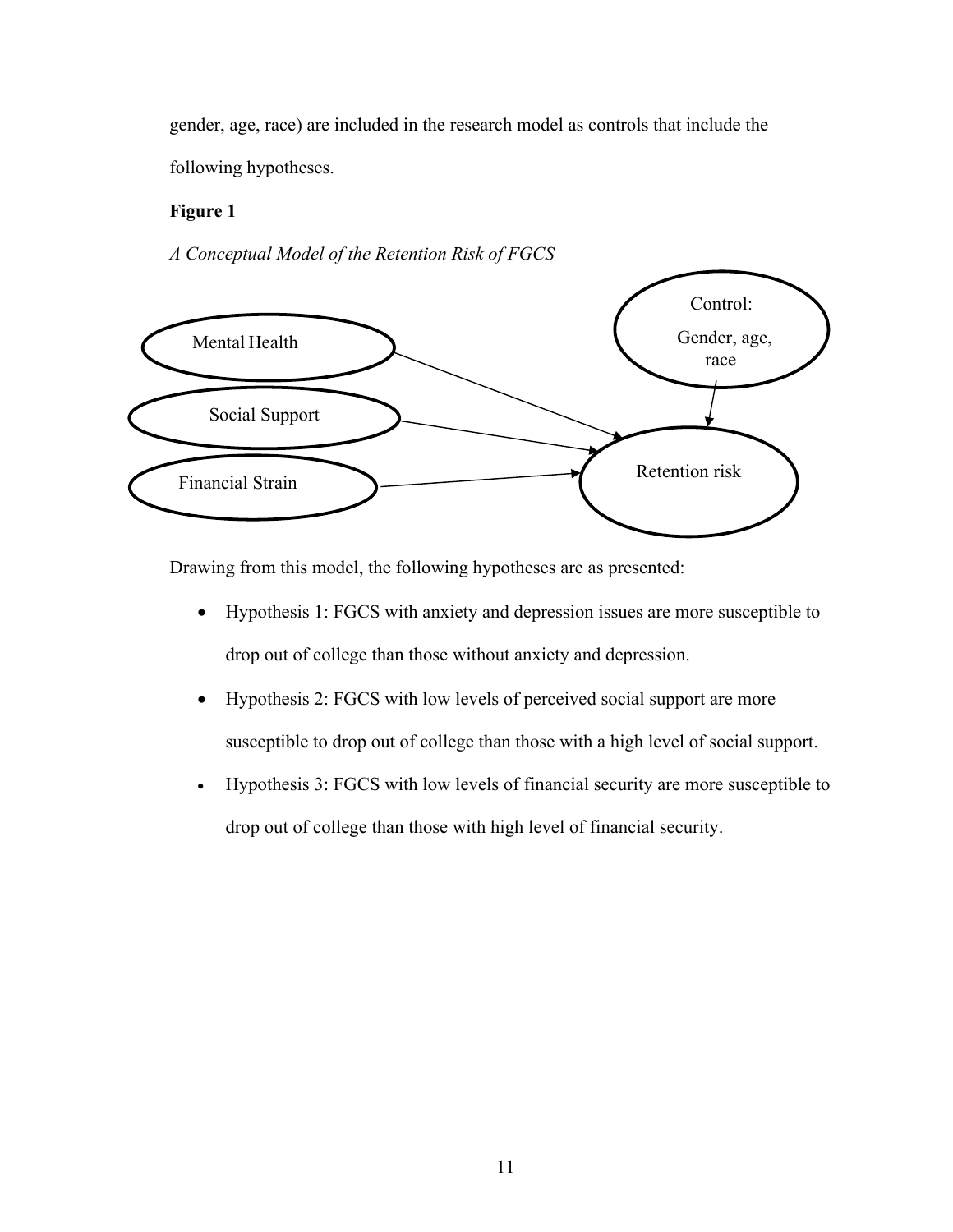gender, age, race) are included in the research model as controls that include the following hypotheses.

**Figure 1**

*A Conceptual Model of the Retention Risk of FGCS*

Mental Health

Social Support

Financial Strain

Control:

Gender, age, race

Retention risk

Drawing from this model, the following hypotheses are as presented:

- Hypothesis 1: FGCS with anxiety and depression issues are more susceptible to drop out of college than those without anxiety and depression.
- Hypothesis 2: FGCS with low levels of perceived social support are more susceptible to drop out of college than those with a high level of social support.
- Hypothesis 3: FGCS with low levels of financial security are more susceptible to drop out of college than those with high level of financial security.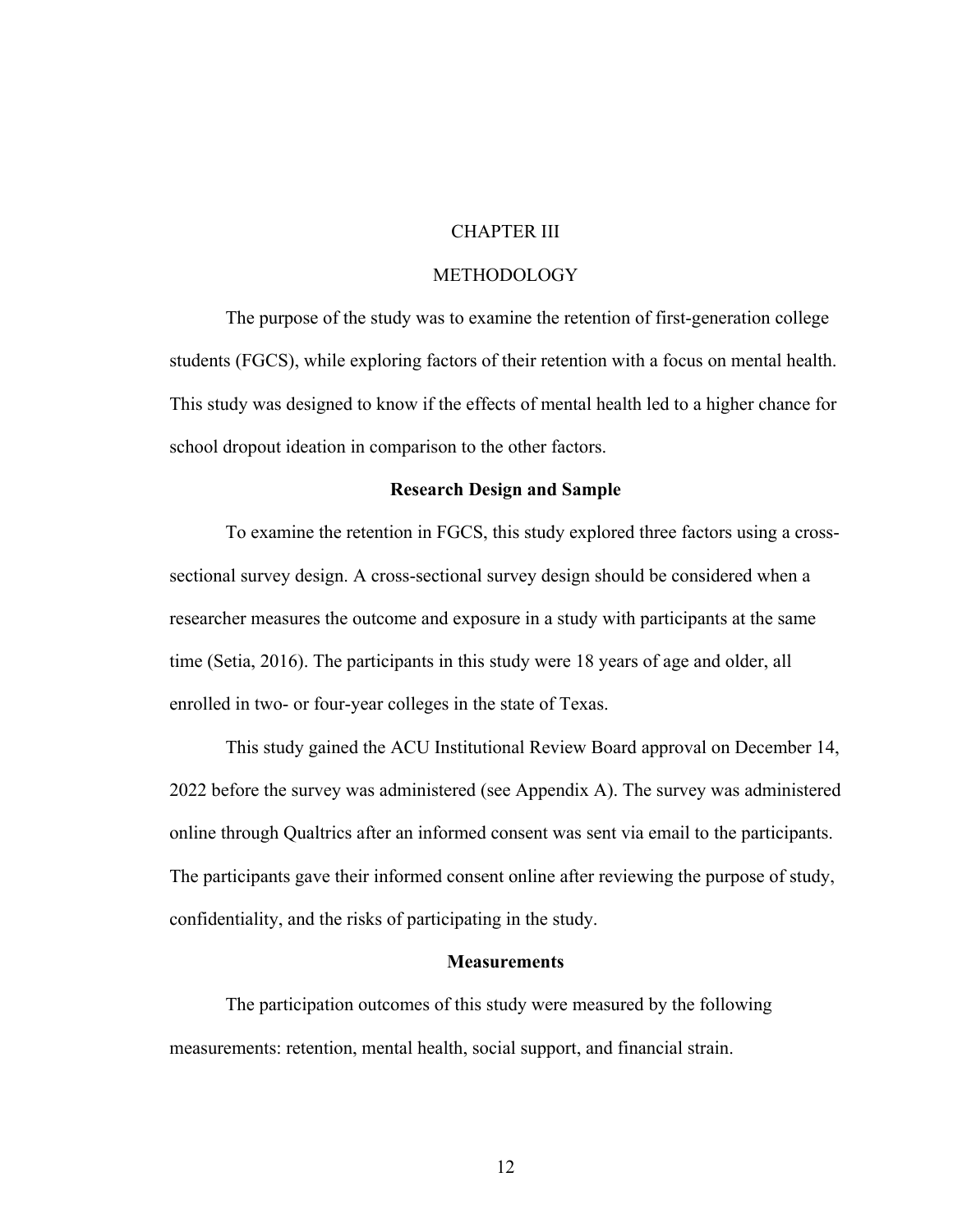# CHAPTER III

# METHODOLOGY

The purpose of the study was to examine the retention of first-generation college students (FGCS), while exploring factors of their retention with a focus on mental health. This study was designed to know if the effects of mental health led to a higher chance for school dropout ideation in comparison to the other factors.

## Research Design and Sample

To examine the retention in FGCS, this study explored three factors using a cross-sectional survey design. A cross-sectional survey design should be considered when a researcher measures the outcome and exposure in a study with participants at the same time (Setia, 2016). The participants in this study were 18 years of age and older, all enrolled in two- or four-year colleges in the state of Texas.

This study gained the ACU Institutional Review Board approval on December 14, 2022 before the survey was administered (see Appendix A). The survey was administered online through Qualtrics after an informed consent was sent via email to the participants. The participants gave their informed consent online after reviewing the purpose of study, confidentiality, and the risks of participating in the study.

## Measurements

The participation outcomes of this study were measured by the following measurements: retention, mental health, social support, and financial strain.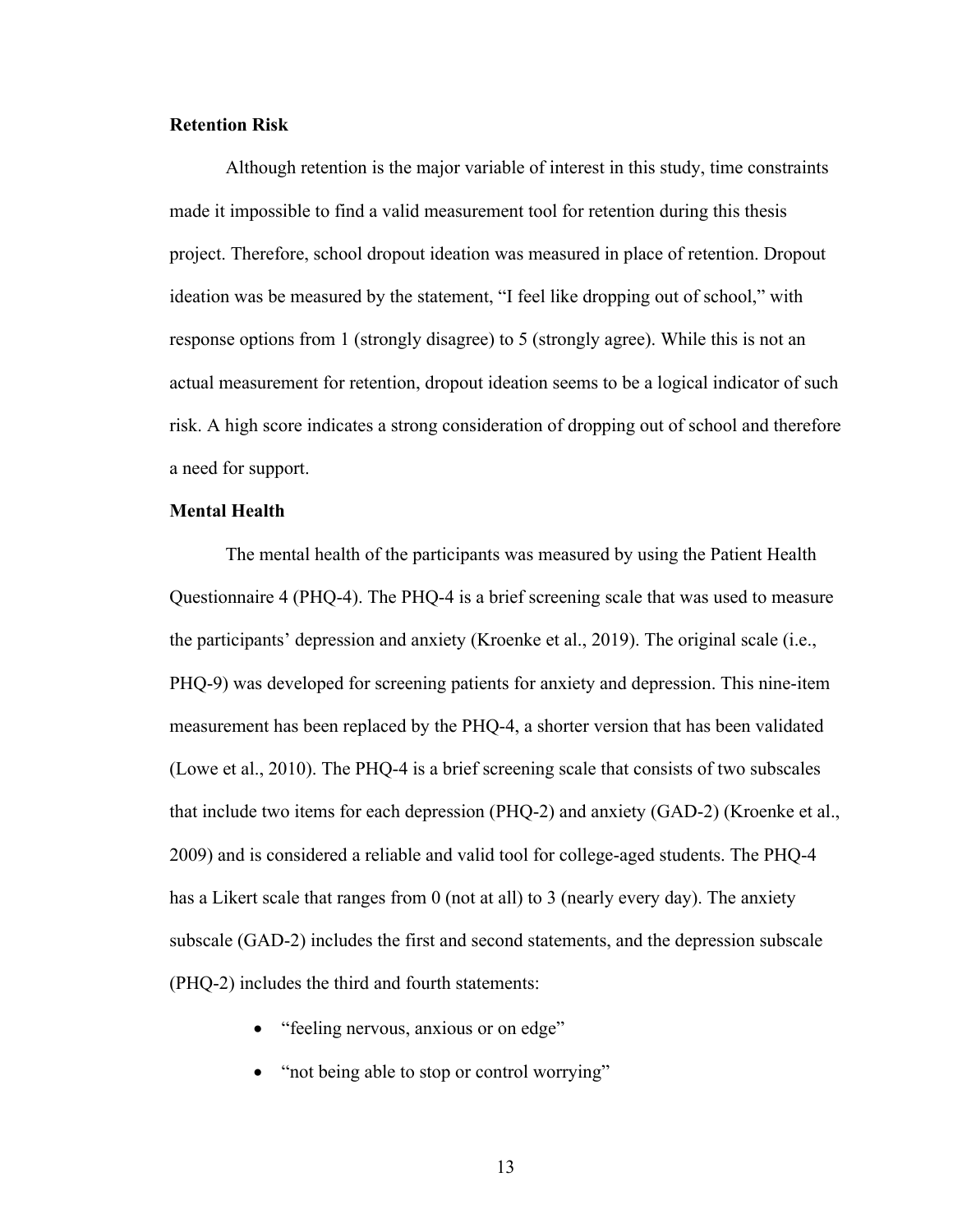### Retention Risk

Although retention is the major variable of interest in this study, time constraints made it impossible to find a valid measurement tool for retention during this thesis project. Therefore, school dropout ideation was measured in place of retention. Dropout ideation was be measured by the statement, "I feel like dropping out of school," with response options from 1 (strongly disagree) to 5 (strongly agree). While this is not an actual measurement for retention, dropout ideation seems to be a logical indicator of such risk. A high score indicates a strong consideration of dropping out of school and therefore a need for support.

### Mental Health

The mental health of the participants was measured by using the Patient Health Questionnaire 4 (PHQ-4). The PHQ-4 is a brief screening scale that was used to measure the participants' depression and anxiety (Kroenke et al., 2019). The original scale (i.e., PHQ-9) was developed for screening patients for anxiety and depression. This nine-item measurement has been replaced by the PHQ-4, a shorter version that has been validated (Lowe et al., 2010). The PHQ-4 is a brief screening scale that consists of two subscales that include two items for each depression (PHQ-2) and anxiety (GAD-2) (Kroenke et al., 2009) and is considered a reliable and valid tool for college-aged students. The PHQ-4 has a Likert scale that ranges from 0 (not at all) to 3 (nearly every day). The anxiety subscale (GAD-2) includes the first and second statements, and the depression subscale (PHQ-2) includes the third and fourth statements:

- "feeling nervous, anxious or on edge"
- "not being able to stop or control worrying"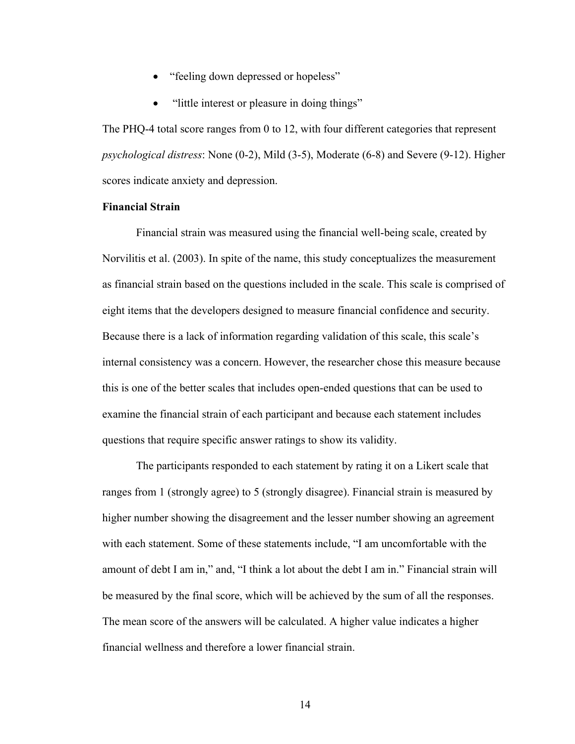- "feeling down depressed or hopeless"
- "little interest or pleasure in doing things"

The PHQ-4 total score ranges from 0 to 12, with four different categories that represent *psychological distress*: None (0-2), Mild (3-5), Moderate (6-8) and Severe (9-12). Higher scores indicate anxiety and depression.

**Financial Strain**

Financial strain was measured using the financial well-being scale, created by Norvilitis et al. (2003). In spite of the name, this study conceptualizes the measurement as financial strain based on the questions included in the scale. This scale is comprised of eight items that the developers designed to measure financial confidence and security. Because there is a lack of information regarding validation of this scale, this scale's internal consistency was a concern. However, the researcher chose this measure because this is one of the better scales that includes open-ended questions that can be used to examine the financial strain of each participant and because each statement includes questions that require specific answer ratings to show its validity.

The participants responded to each statement by rating it on a Likert scale that ranges from 1 (strongly agree) to 5 (strongly disagree). Financial strain is measured by higher number showing the disagreement and the lesser number showing an agreement with each statement. Some of these statements include, "I am uncomfortable with the amount of debt I am in," and, "I think a lot about the debt I am in." Financial strain will be measured by the final score, which will be achieved by the sum of all the responses. The mean score of the answers will be calculated. A higher value indicates a higher financial wellness and therefore a lower financial strain.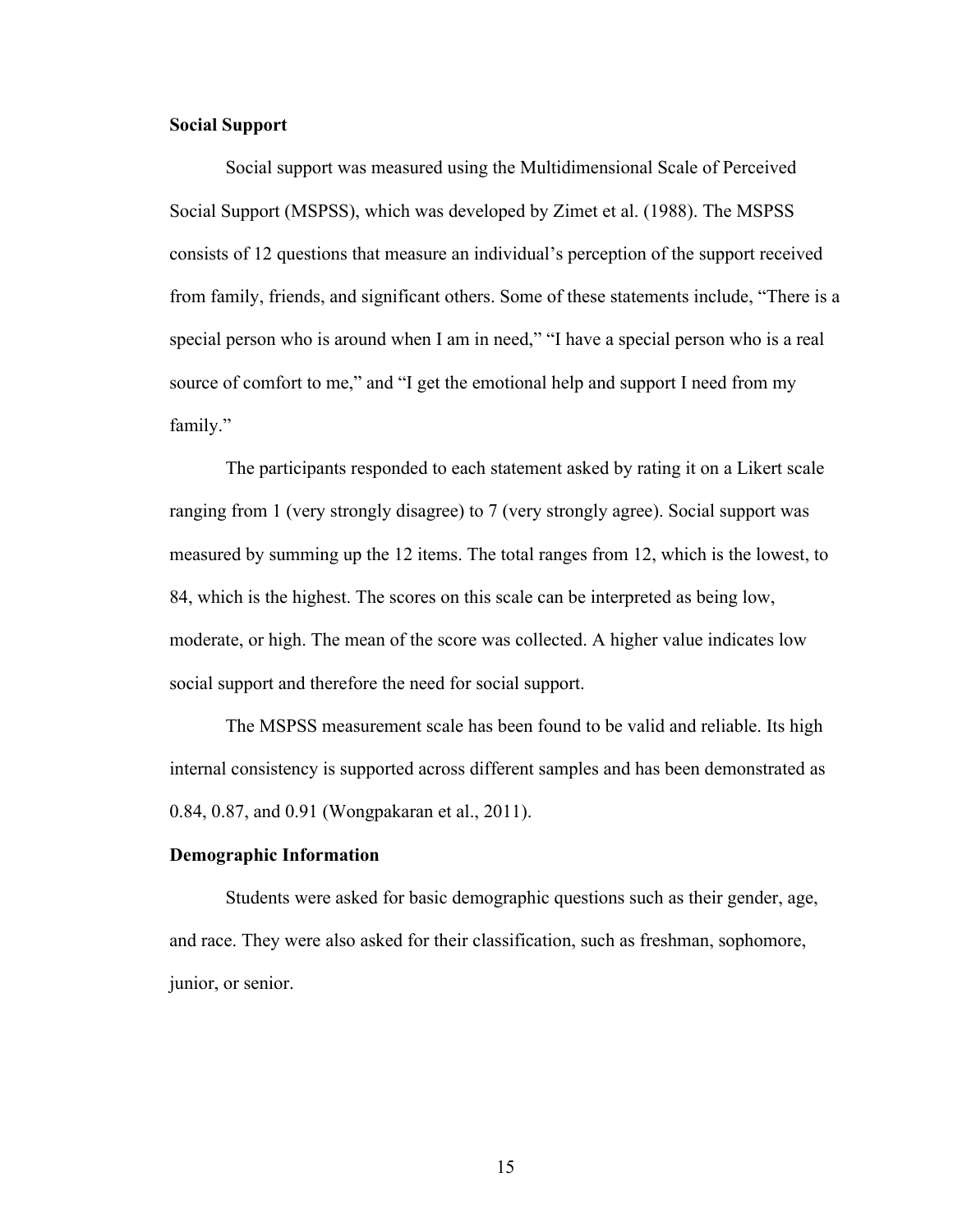**Social Support**

Social support was measured using the Multidimensional Scale of Perceived Social Support (MSPSS), which was developed by Zimet et al. (1988). The MSPSS consists of 12 questions that measure an individual's perception of the support received from family, friends, and significant others. Some of these statements include, "There is a special person who is around when I am in need," "I have a special person who is a real source of comfort to me," and "I get the emotional help and support I need from my family."

The participants responded to each statement asked by rating it on a Likert scale ranging from 1 (very strongly disagree) to 7 (very strongly agree). Social support was measured by summing up the 12 items. The total ranges from 12, which is the lowest, to 84, which is the highest. The scores on this scale can be interpreted as being low, moderate, or high. The mean of the score was collected. A higher value indicates low social support and therefore the need for social support.

The MSPSS measurement scale has been found to be valid and reliable. Its high internal consistency is supported across different samples and has been demonstrated as 0.84, 0.87, and 0.91 (Wongpakaran et al., 2011).

**Demographic Information**

Students were asked for basic demographic questions such as their gender, age, and race. They were also asked for their classification, such as freshman, sophomore, junior, or senior.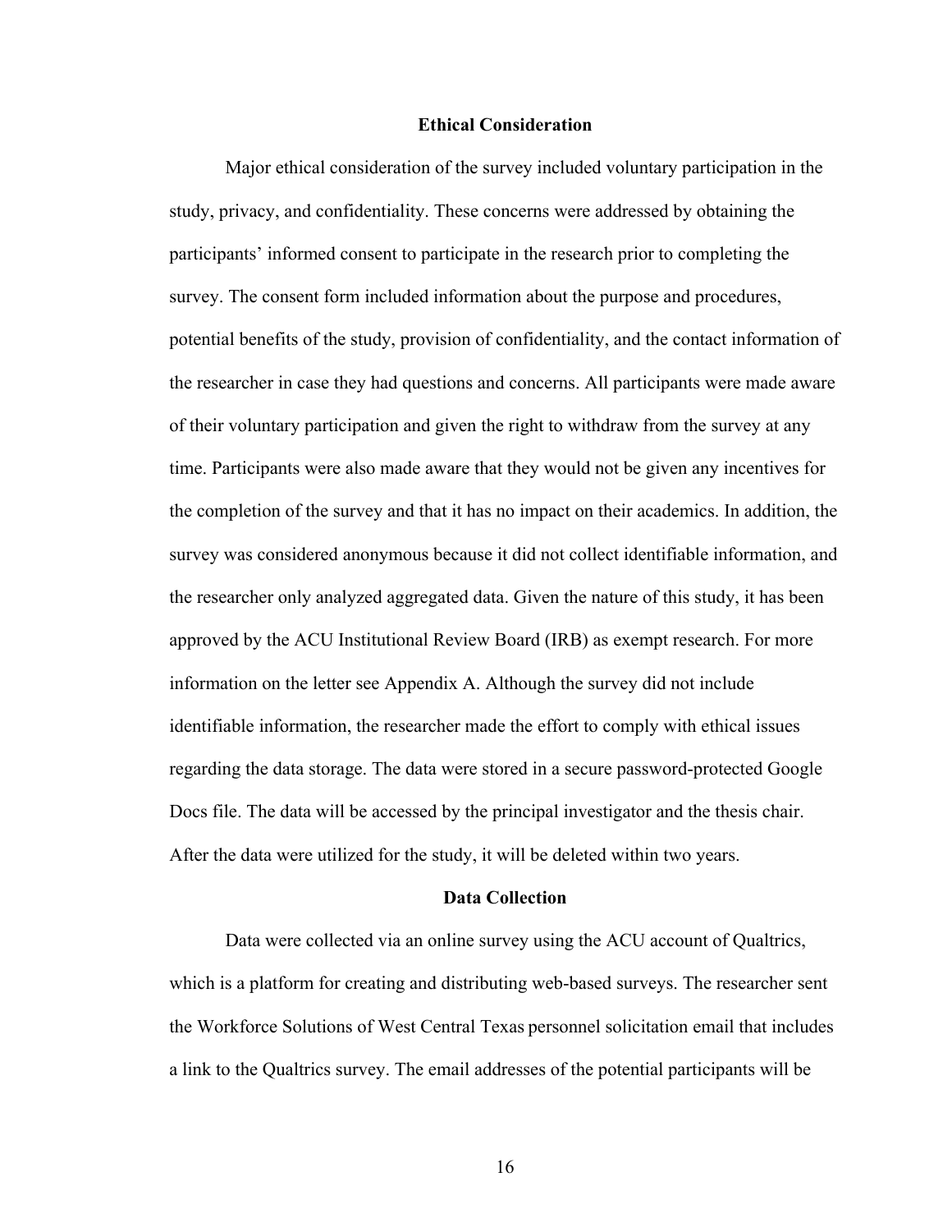## Ethical Consideration

Major ethical consideration of the survey included voluntary participation in the study, privacy, and confidentiality. These concerns were addressed by obtaining the participants' informed consent to participate in the research prior to completing the survey. The consent form included information about the purpose and procedures, potential benefits of the study, provision of confidentiality, and the contact information of the researcher in case they had questions and concerns. All participants were made aware of their voluntary participation and given the right to withdraw from the survey at any time. Participants were also made aware that they would not be given any incentives for the completion of the survey and that it has no impact on their academics. In addition, the survey was considered anonymous because it did not collect identifiable information, and the researcher only analyzed aggregated data. Given the nature of this study, it has been approved by the ACU Institutional Review Board (IRB) as exempt research. For more information on the letter see Appendix A. Although the survey did not include identifiable information, the researcher made the effort to comply with ethical issues regarding the data storage. The data were stored in a secure password-protected Google Docs file. The data will be accessed by the principal investigator and the thesis chair. After the data were utilized for the study, it will be deleted within two years.

## Data Collection

Data were collected via an online survey using the ACU account of Qualtrics, which is a platform for creating and distributing web-based surveys. The researcher sent the Workforce Solutions of West Central Texas personnel solicitation email that includes a link to the Qualtrics survey. The email addresses of the potential participants will be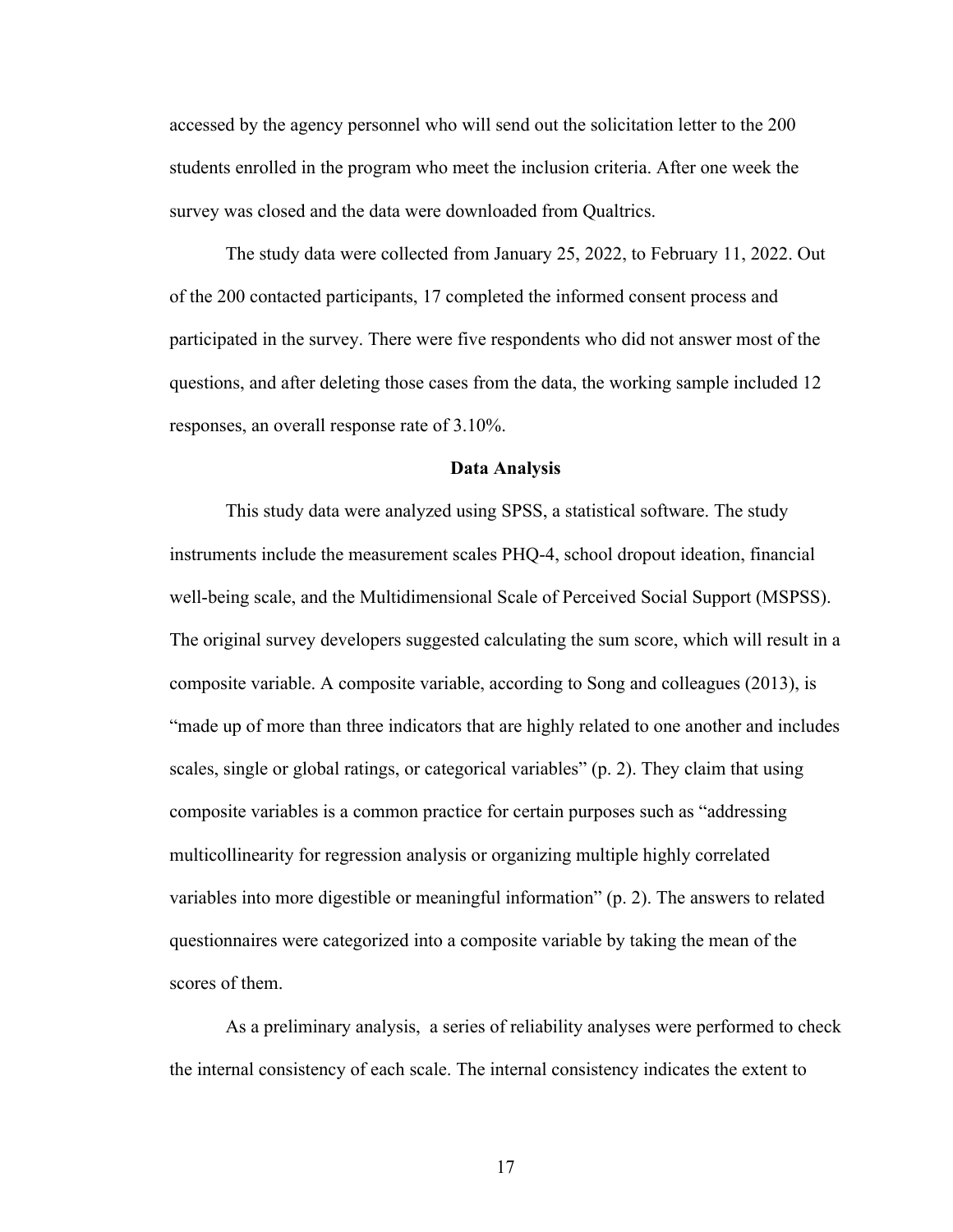accessed by the agency personnel who will send out the solicitation letter to the 200 students enrolled in the program who meet the inclusion criteria. After one week the survey was closed and the data were downloaded from Qualtrics.

The study data were collected from January 25, 2022, to February 11, 2022. Out of the 200 contacted participants, 17 completed the informed consent process and participated in the survey. There were five respondents who did not answer most of the questions, and after deleting those cases from the data, the working sample included 12 responses, an overall response rate of 3.10%.

## Data Analysis

This study data were analyzed using SPSS, a statistical software. The study instruments include the measurement scales PHQ-4, school dropout ideation, financial well-being scale, and the Multidimensional Scale of Perceived Social Support (MSPSS). The original survey developers suggested calculating the sum score, which will result in a composite variable. A composite variable, according to Song and colleagues (2013), is "made up of more than three indicators that are highly related to one another and includes scales, single or global ratings, or categorical variables" (p. 2). They claim that using composite variables is a common practice for certain purposes such as "addressing multicollinearity for regression analysis or organizing multiple highly correlated variables into more digestible or meaningful information" (p. 2). The answers to related questionnaires were categorized into a composite variable by taking the mean of the scores of them.

As a preliminary analysis, a series of reliability analyses were performed to check the internal consistency of each scale. The internal consistency indicates the extent to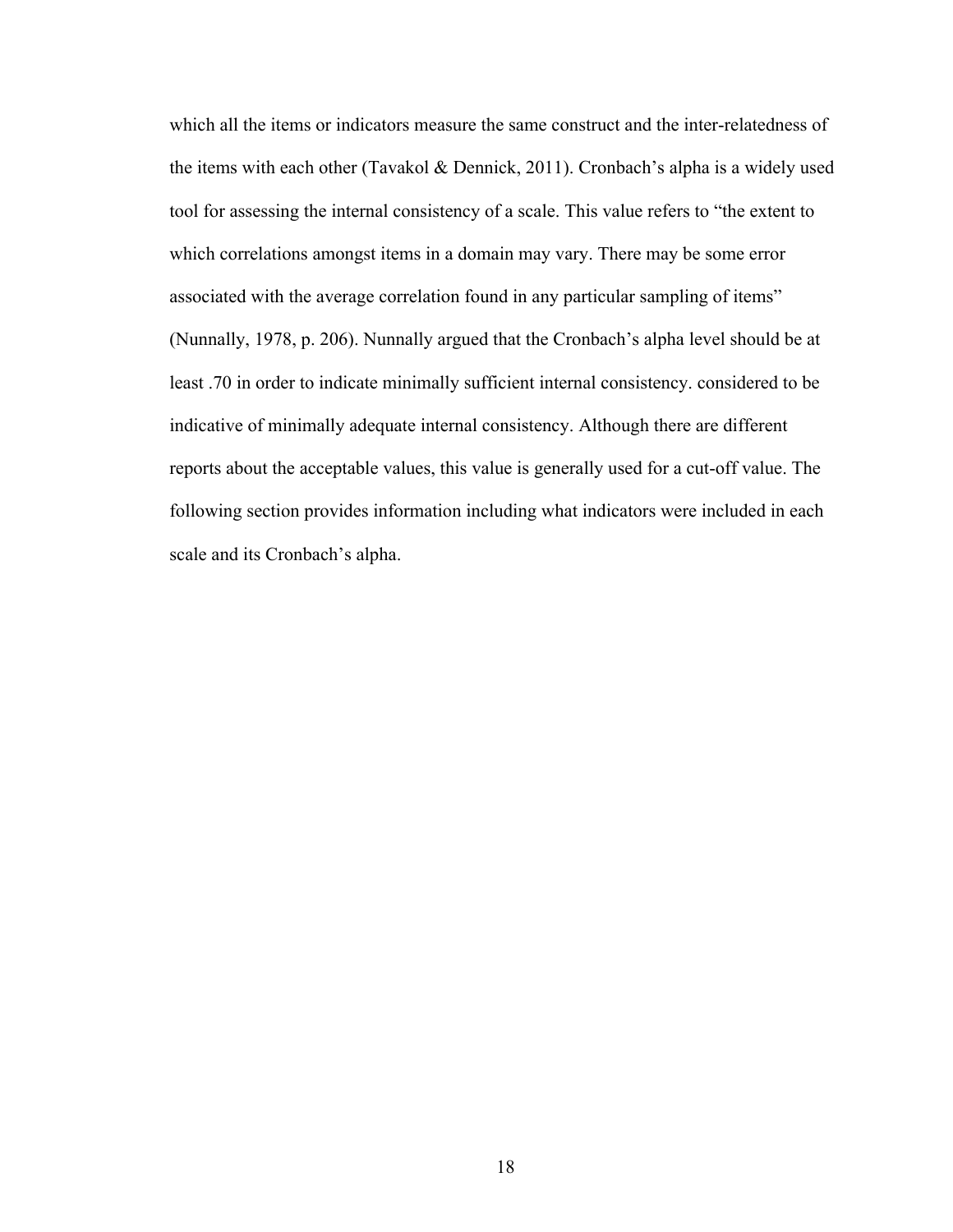which all the items or indicators measure the same construct and the inter-relatedness of the items with each other (Tavakol & Dennick, 2011). Cronbach's alpha is a widely used tool for assessing the internal consistency of a scale. This value refers to "the extent to which correlations amongst items in a domain may vary. There may be some error associated with the average correlation found in any particular sampling of items" (Nunnally, 1978, p. 206). Nunnally argued that the Cronbach's alpha level should be at least .70 in order to indicate minimally sufficient internal consistency. considered to be indicative of minimally adequate internal consistency. Although there are different reports about the acceptable values, this value is generally used for a cut-off value. The following section provides information including what indicators were included in each scale and its Cronbach's alpha.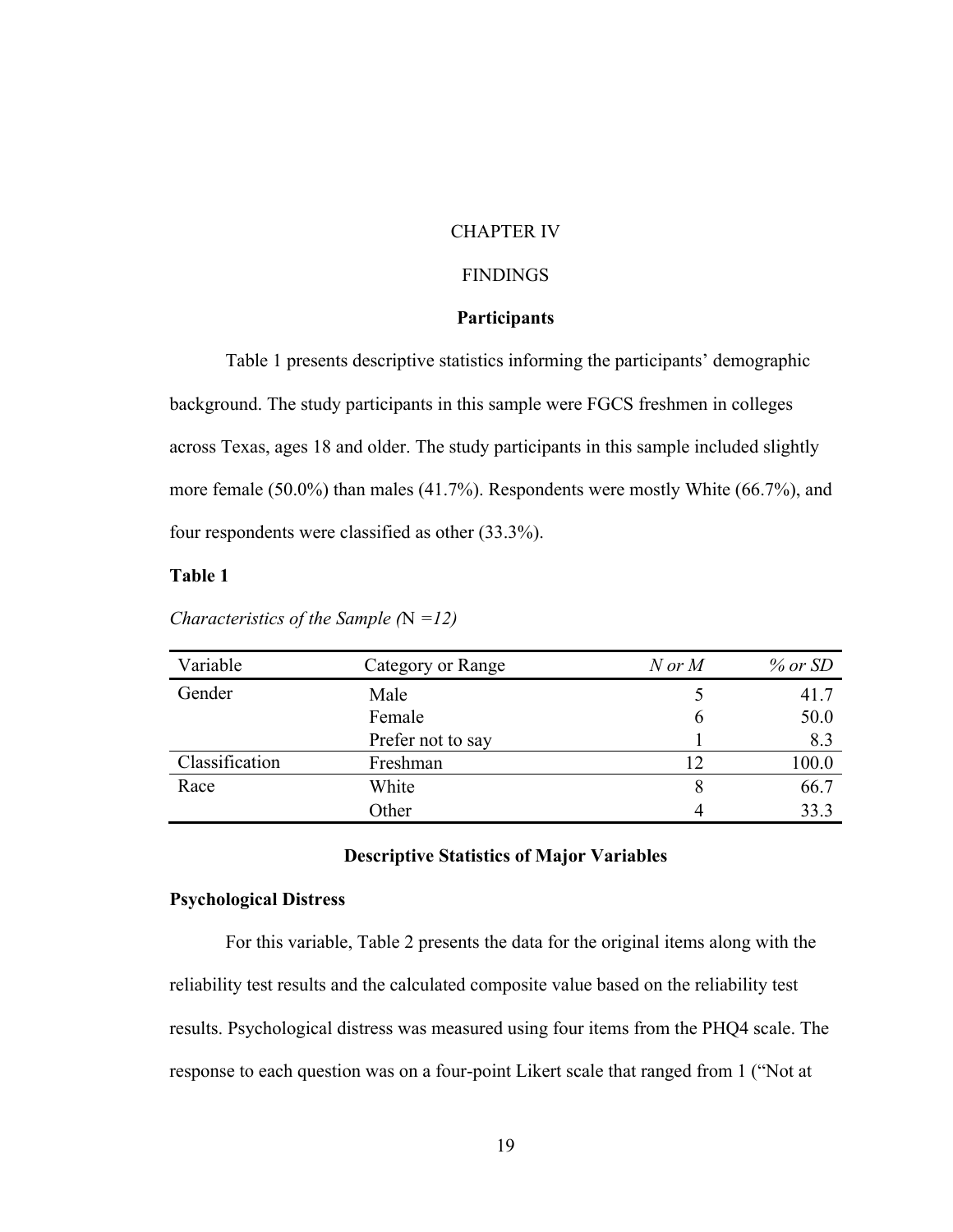# CHAPTER IV

# FINDINGS

## Participants

Table 1 presents descriptive statistics informing the participants' demographic background. The study participants in this sample were FGCS freshmen in colleges across Texas, ages 18 and older. The study participants in this sample included slightly more female (50.0%) than males (41.7%). Respondents were mostly White (66.7%), and four respondents were classified as other (33.3%).

**Table 1**

*Characteristics of the Sample (*N *=12)*

| Variable | Category or Range | *N or M* | *% or SD* |
|---|---|---|---|
| Gender | Male | 5 | 41.7 |
| | Female | 6 | 50.0 |
| | Prefer not to say | 1 | 8.3 |
| Classification | Freshman | 12 | 100.0 |
| Race | White | 8 | 66.7 |
| | Other | 4 | 33.3 |

## Descriptive Statistics of Major Variables

### Psychological Distress

For this variable, Table 2 presents the data for the original items along with the reliability test results and the calculated composite value based on the reliability test results. Psychological distress was measured using four items from the PHQ4 scale. The response to each question was on a four-point Likert scale that ranged from 1 ("Not at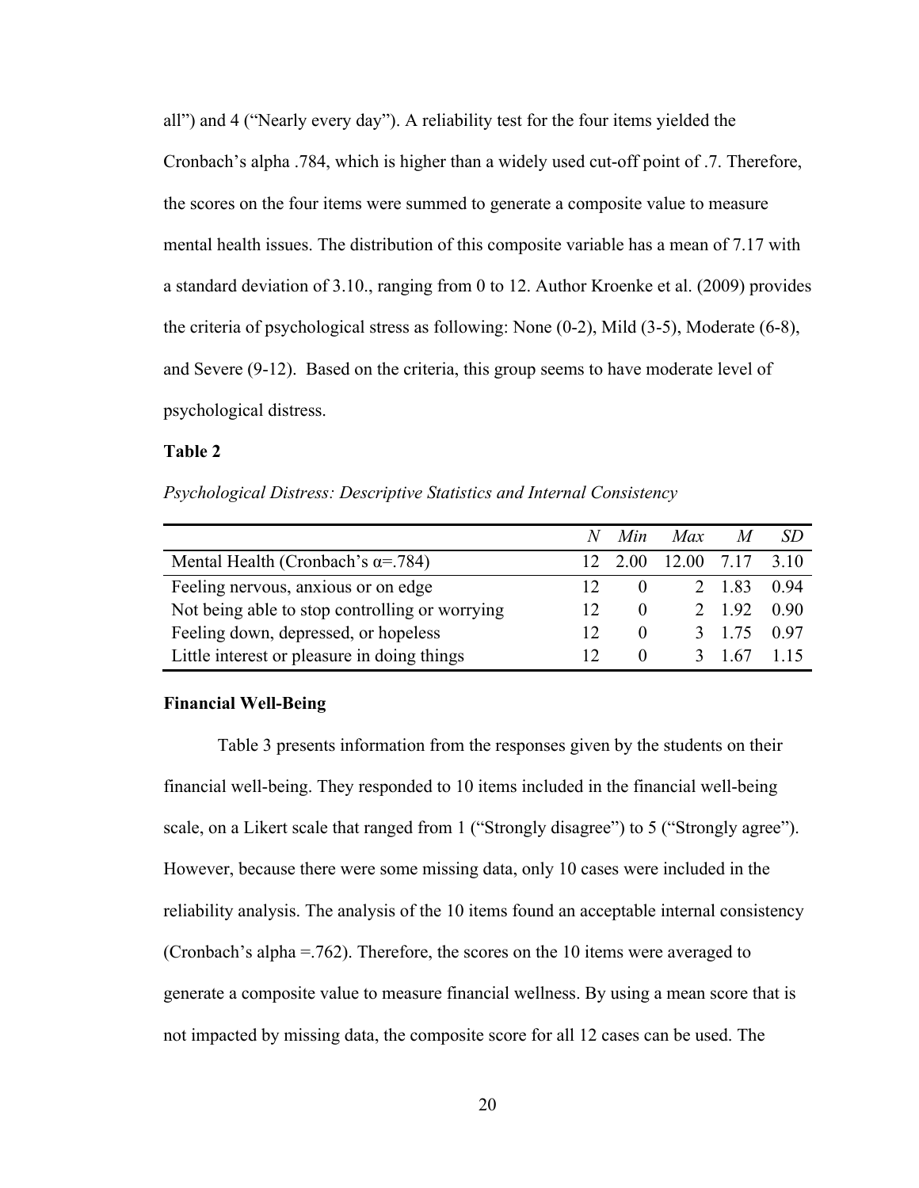all") and 4 ("Nearly every day"). A reliability test for the four items yielded the Cronbach's alpha .784, which is higher than a widely used cut-off point of .7. Therefore, the scores on the four items were summed to generate a composite value to measure mental health issues. The distribution of this composite variable has a mean of 7.17 with a standard deviation of 3.10., ranging from 0 to 12. Author Kroenke et al. (2009) provides the criteria of psychological stress as following: None (0-2), Mild (3-5), Moderate (6-8), and Severe (9-12). Based on the criteria, this group seems to have moderate level of psychological distress.

**Table 2**

*Psychological Distress: Descriptive Statistics and Internal Consistency*

| | *N* | *Min* | *Max* | *M* | *SD* |
|---|---|---|---|---|---|
| Mental Health (Cronbach's α=.784) | 12 | 2.00 | 12.00 | 7.17 | 3.10 |
| Feeling nervous, anxious or on edge | 12 | 0 | 2 | 1.83 | 0.94 |
| Not being able to stop controlling or worrying | 12 | 0 | 2 | 1.92 | 0.90 |
| Feeling down, depressed, or hopeless | 12 | 0 | 3 | 1.75 | 0.97 |
| Little interest or pleasure in doing things | 12 | 0 | 3 | 1.67 | 1.15 |

**Financial Well-Being**

Table 3 presents information from the responses given by the students on their financial well-being. They responded to 10 items included in the financial well-being scale, on a Likert scale that ranged from 1 ("Strongly disagree") to 5 ("Strongly agree"). However, because there were some missing data, only 10 cases were included in the reliability analysis. The analysis of the 10 items found an acceptable internal consistency (Cronbach's alpha =.762). Therefore, the scores on the 10 items were averaged to generate a composite value to measure financial wellness. By using a mean score that is not impacted by missing data, the composite score for all 12 cases can be used. The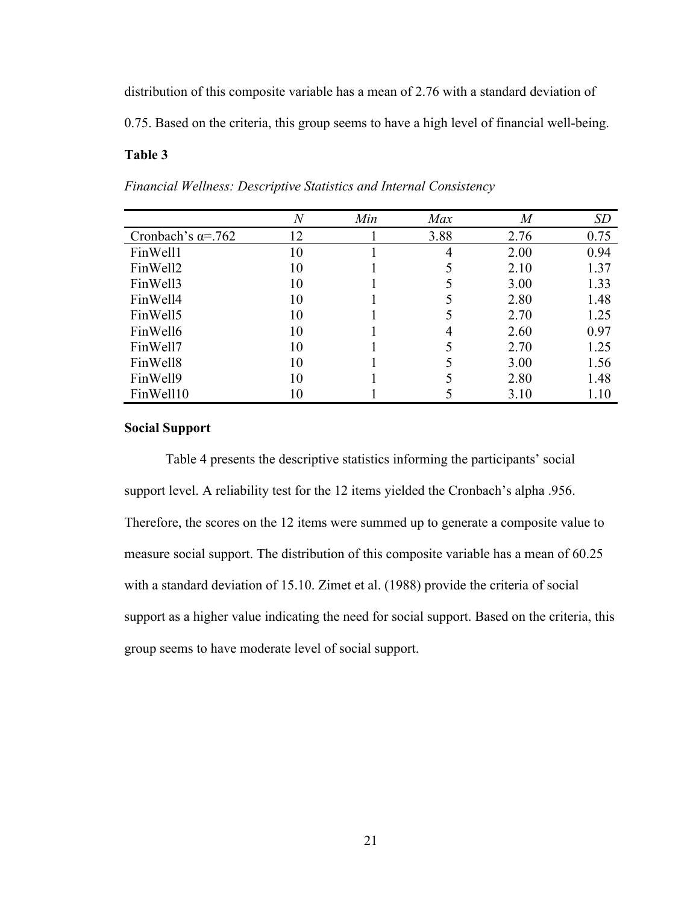distribution of this composite variable has a mean of 2.76 with a standard deviation of 0.75. Based on the criteria, this group seems to have a high level of financial well-being.

**Table 3**

*Financial Wellness: Descriptive Statistics and Internal Consistency*

| | *N* | *Min* | *Max* | *M* | *SD* |
|---|---|---|---|---|---|
| Cronbach's α=.762 | 12 | 1 | 3.88 | 2.76 | 0.75 |
| FinWell1 | 10 | 1 | 4 | 2.00 | 0.94 |
| FinWell2 | 10 | 1 | 5 | 2.10 | 1.37 |
| FinWell3 | 10 | 1 | 5 | 3.00 | 1.33 |
| FinWell4 | 10 | 1 | 5 | 2.80 | 1.48 |
| FinWell5 | 10 | 1 | 5 | 2.70 | 1.25 |
| FinWell6 | 10 | 1 | 4 | 2.60 | 0.97 |
| FinWell7 | 10 | 1 | 5 | 2.70 | 1.25 |
| FinWell8 | 10 | 1 | 5 | 3.00 | 1.56 |
| FinWell9 | 10 | 1 | 5 | 2.80 | 1.48 |
| FinWell10 | 10 | 1 | 5 | 3.10 | 1.10 |

### Social Support

Table 4 presents the descriptive statistics informing the participants' social support level. A reliability test for the 12 items yielded the Cronbach's alpha .956. Therefore, the scores on the 12 items were summed up to generate a composite value to measure social support. The distribution of this composite variable has a mean of 60.25 with a standard deviation of 15.10. Zimet et al. (1988) provide the criteria of social support as a higher value indicating the need for social support. Based on the criteria, this group seems to have moderate level of social support.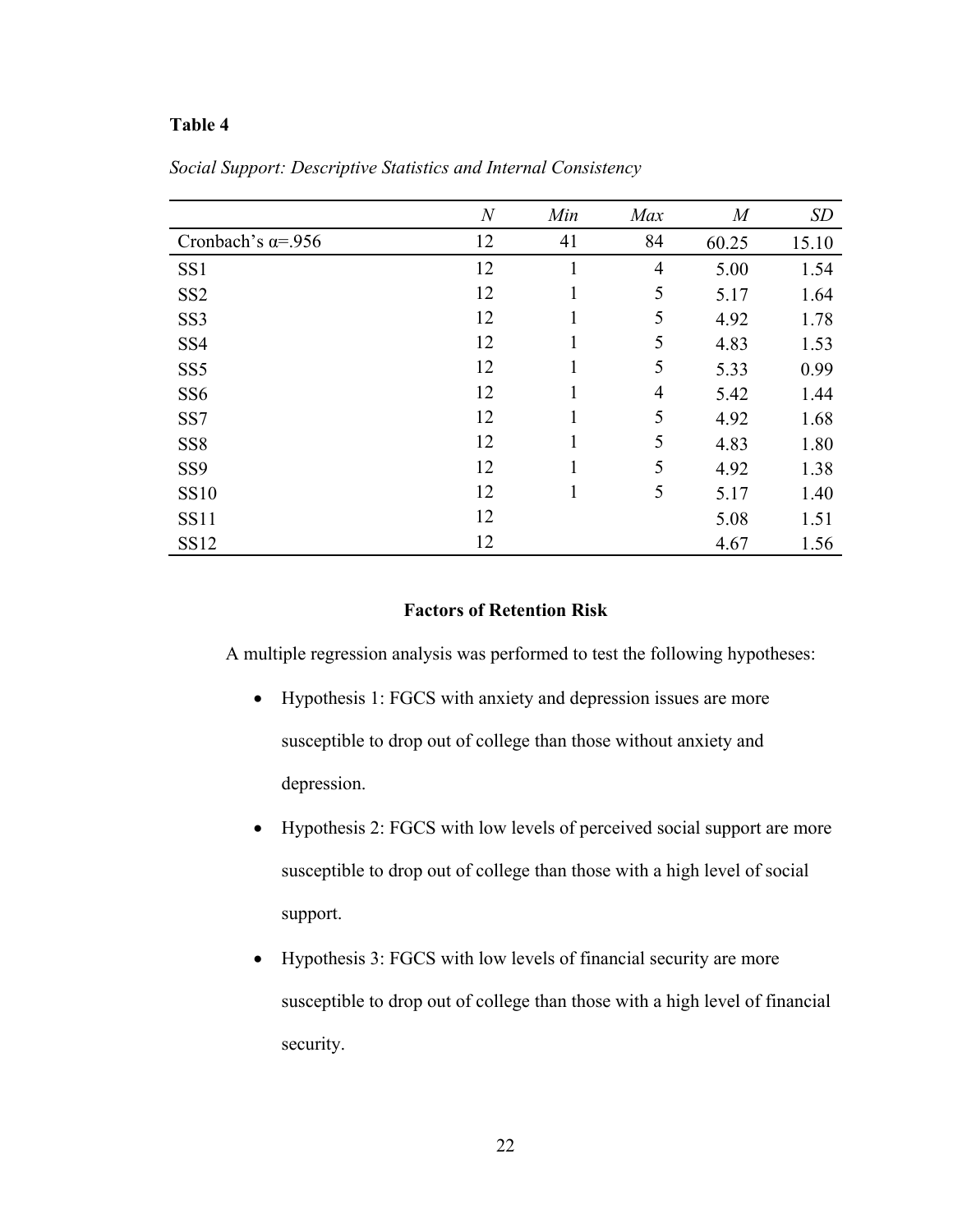**Table 4**

*Social Support: Descriptive Statistics and Internal Consistency*

| | *N* | *Min* | *Max* | *M* | *SD* |
|---|---|---|---|---|---|
| Cronbach's α=.956 | 12 | 41 | 84 | 60.25 | 15.10 |
| SS1 | 12 | 1 | 4 | 5.00 | 1.54 |
| SS2 | 12 | 1 | 5 | 5.17 | 1.64 |
| SS3 | 12 | 1 | 5 | 4.92 | 1.78 |
| SS4 | 12 | 1 | 5 | 4.83 | 1.53 |
| SS5 | 12 | 1 | 5 | 5.33 | 0.99 |
| SS6 | 12 | 1 | 4 | 5.42 | 1.44 |
| SS7 | 12 | 1 | 5 | 4.92 | 1.68 |
| SS8 | 12 | 1 | 5 | 4.83 | 1.80 |
| SS9 | 12 | 1 | 5 | 4.92 | 1.38 |
| SS10 | 12 | 1 | 5 | 5.17 | 1.40 |
| SS11 | 12 | | | 5.08 | 1.51 |
| SS12 | 12 | | | 4.67 | 1.56 |

## Factors of Retention Risk

A multiple regression analysis was performed to test the following hypotheses:

- Hypothesis 1: FGCS with anxiety and depression issues are more susceptible to drop out of college than those without anxiety and depression.
- Hypothesis 2: FGCS with low levels of perceived social support are more susceptible to drop out of college than those with a high level of social support.
- Hypothesis 3: FGCS with low levels of financial security are more susceptible to drop out of college than those with a high level of financial security.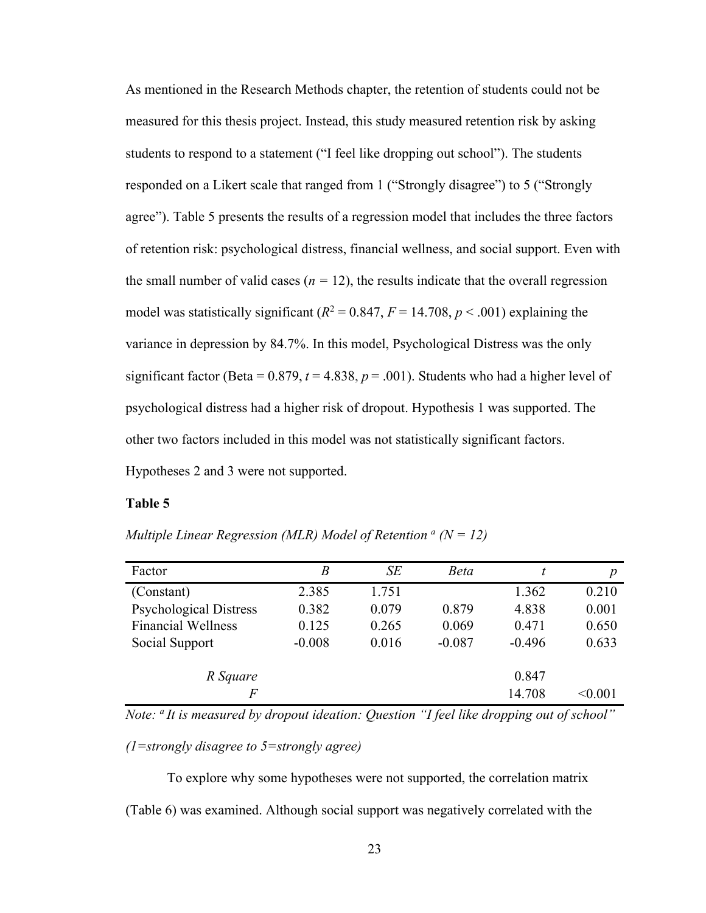As mentioned in the Research Methods chapter, the retention of students could not be measured for this thesis project. Instead, this study measured retention risk by asking students to respond to a statement ("I feel like dropping out school"). The students responded on a Likert scale that ranged from 1 ("Strongly disagree") to 5 ("Strongly agree"). Table 5 presents the results of a regression model that includes the three factors of retention risk: psychological distress, financial wellness, and social support. Even with the small number of valid cases ($n$ = 12), the results indicate that the overall regression model was statistically significant ($R^2 = 0.847$, $F = 14.708$, $p < .001$) explaining the variance in depression by 84.7%. In this model, Psychological Distress was the only significant factor (Beta = 0.879, $t = 4.838$, $p = .001$). Students who had a higher level of psychological distress had a higher risk of dropout. Hypothesis 1 was supported. The other two factors included in this model was not statistically significant factors. Hypotheses 2 and 3 were not supported.

**Table 5**

*Multiple Linear Regression (MLR) Model of Retention [a] (N = 12)*

| Factor | *B* | *SE* | *Beta* | *t* | *p* |
|---|---|---|---|---|---|
| (Constant) | 2.385 | 1.751 | | 1.362 | 0.210 |
| Psychological Distress | 0.382 | 0.079 | 0.879 | 4.838 | 0.001 |
| Financial Wellness | 0.125 | 0.265 | 0.069 | 0.471 | 0.650 |
| Social Support | -0.008 | 0.016 | -0.087 | -0.496 | 0.633 |
| *R Square* | | | | 0.847 | |
| *F* | | | | 14.708 | <0.001 |

*Note: [a] It is measured by dropout ideation: Question "I feel like dropping out of school" (1=strongly disagree to 5=strongly agree)*

To explore why some hypotheses were not supported, the correlation matrix (Table 6) was examined. Although social support was negatively correlated with the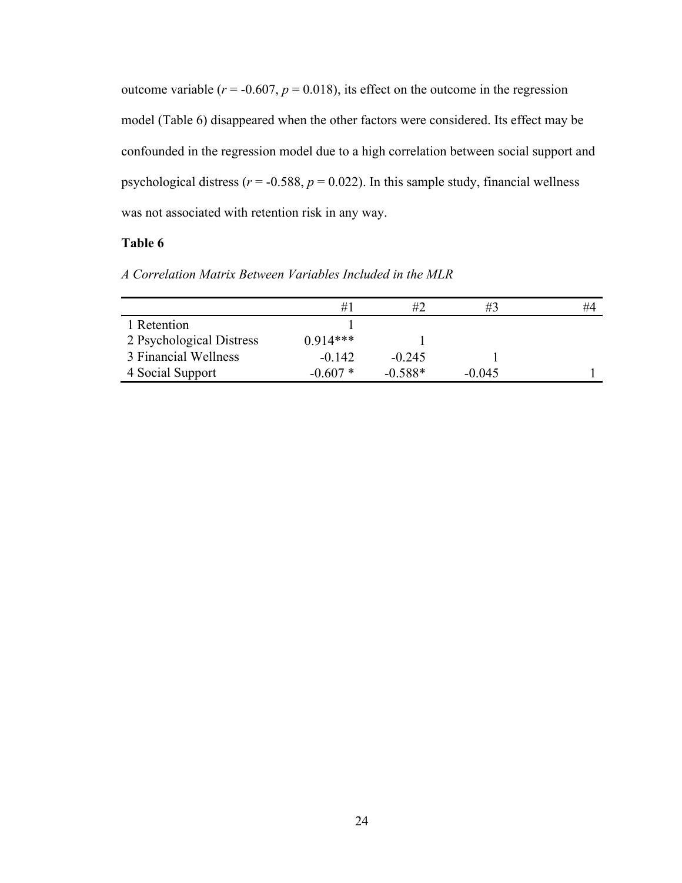outcome variable ($r$ = -0.607, $p$ = 0.018), its effect on the outcome in the regression model (Table 6) disappeared when the other factors were considered. Its effect may be confounded in the regression model due to a high correlation between social support and psychological distress ($r$ = -0.588, $p$ = 0.022). In this sample study, financial wellness was not associated with retention risk in any way.

**Table 6**

*A Correlation Matrix Between Variables Included in the MLR*

| | #1 | #2 | #3 | #4 |
|---|---|---|---|---|
| 1 Retention | 1 | | | |
| 2 Psychological Distress | 0.914*** | 1 | | |
| 3 Financial Wellness | -0.142 | -0.245 | 1 | |
| 4 Social Support | -0.607 * | -0.588* | -0.045 | 1 |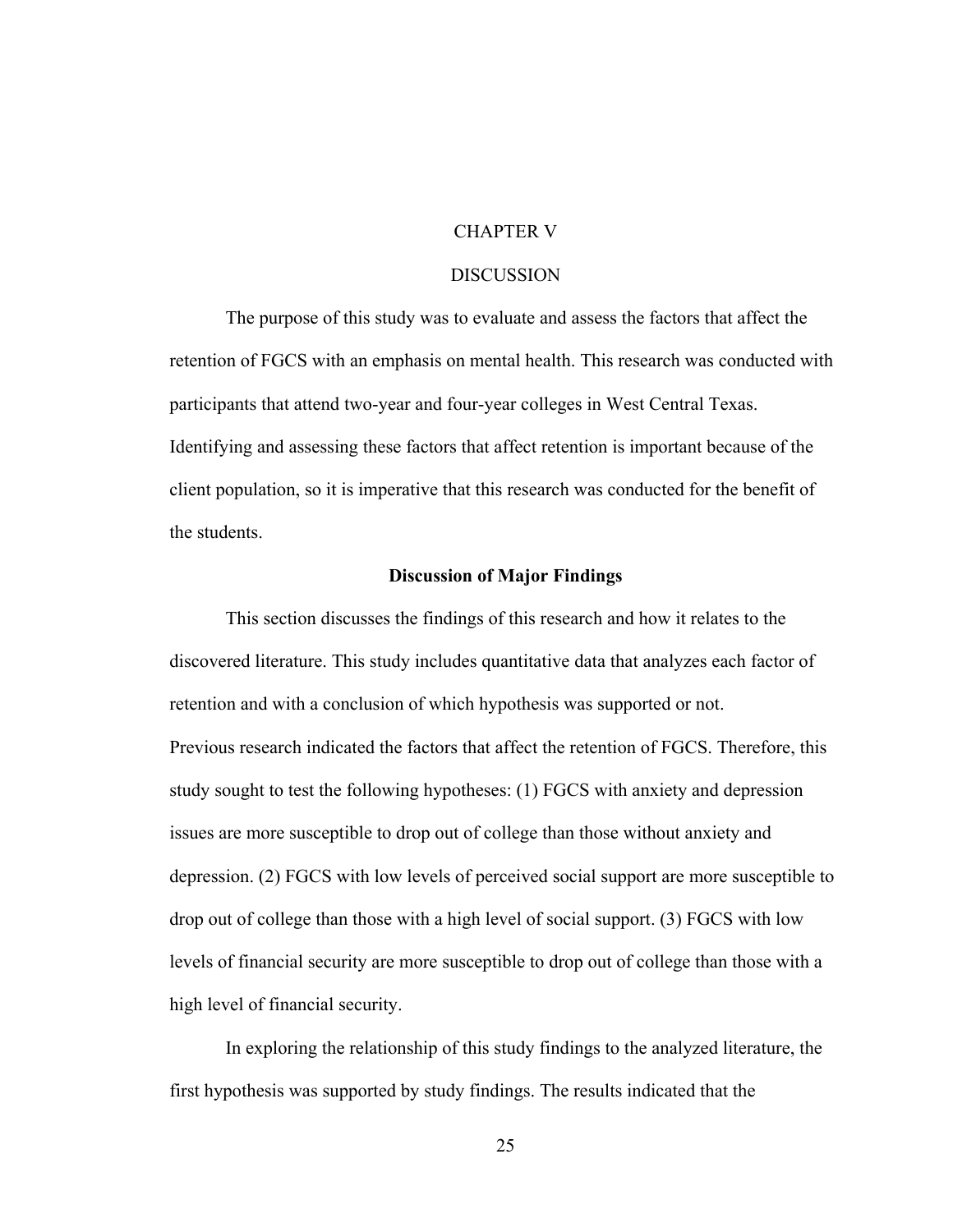# CHAPTER V

# DISCUSSION

The purpose of this study was to evaluate and assess the factors that affect the retention of FGCS with an emphasis on mental health. This research was conducted with participants that attend two-year and four-year colleges in West Central Texas. Identifying and assessing these factors that affect retention is important because of the client population, so it is imperative that this research was conducted for the benefit of the students.

## Discussion of Major Findings

This section discusses the findings of this research and how it relates to the discovered literature. This study includes quantitative data that analyzes each factor of retention and with a conclusion of which hypothesis was supported or not.
Previous research indicated the factors that affect the retention of FGCS. Therefore, this study sought to test the following hypotheses: (1) FGCS with anxiety and depression issues are more susceptible to drop out of college than those without anxiety and depression. (2) FGCS with low levels of perceived social support are more susceptible to drop out of college than those with a high level of social support. (3) FGCS with low levels of financial security are more susceptible to drop out of college than those with a high level of financial security.

In exploring the relationship of this study findings to the analyzed literature, the first hypothesis was supported by study findings. The results indicated that the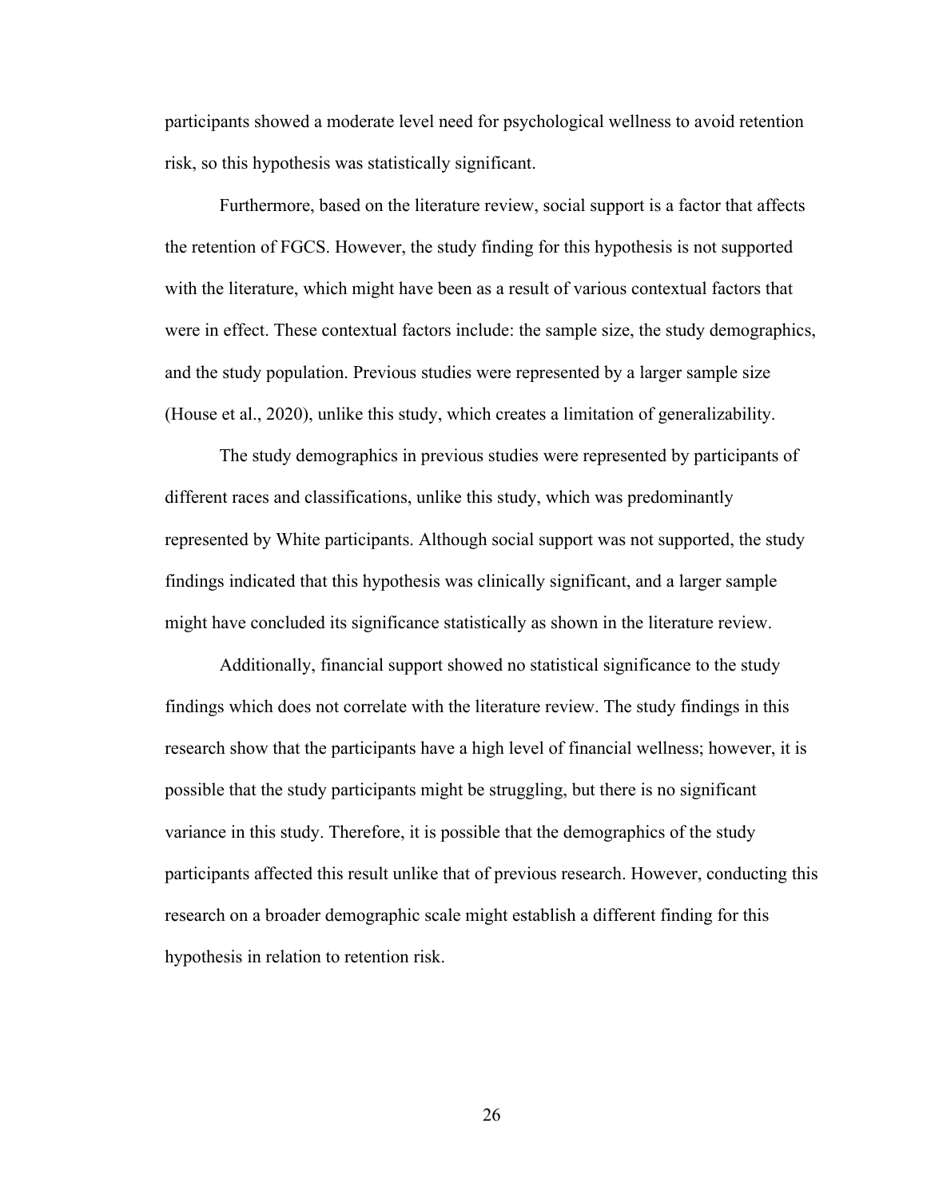participants showed a moderate level need for psychological wellness to avoid retention risk, so this hypothesis was statistically significant.

Furthermore, based on the literature review, social support is a factor that affects the retention of FGCS. However, the study finding for this hypothesis is not supported with the literature, which might have been as a result of various contextual factors that were in effect. These contextual factors include: the sample size, the study demographics, and the study population. Previous studies were represented by a larger sample size (House et al., 2020), unlike this study, which creates a limitation of generalizability.

The study demographics in previous studies were represented by participants of different races and classifications, unlike this study, which was predominantly represented by White participants. Although social support was not supported, the study findings indicated that this hypothesis was clinically significant, and a larger sample might have concluded its significance statistically as shown in the literature review.

Additionally, financial support showed no statistical significance to the study findings which does not correlate with the literature review. The study findings in this research show that the participants have a high level of financial wellness; however, it is possible that the study participants might be struggling, but there is no significant variance in this study. Therefore, it is possible that the demographics of the study participants affected this result unlike that of previous research. However, conducting this research on a broader demographic scale might establish a different finding for this hypothesis in relation to retention risk.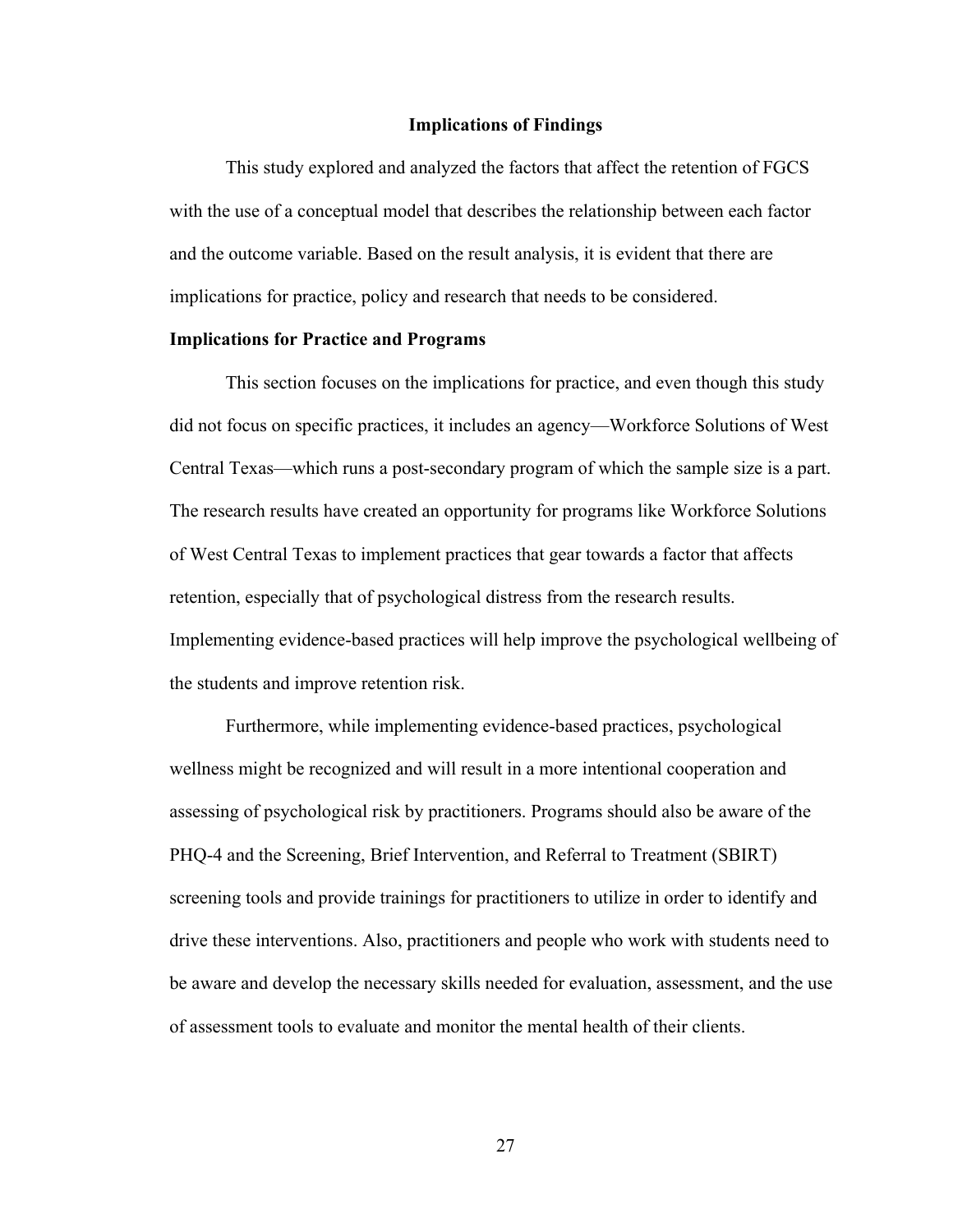## Implications of Findings

This study explored and analyzed the factors that affect the retention of FGCS with the use of a conceptual model that describes the relationship between each factor and the outcome variable. Based on the result analysis, it is evident that there are implications for practice, policy and research that needs to be considered.

### Implications for Practice and Programs

This section focuses on the implications for practice, and even though this study did not focus on specific practices, it includes an agency—Workforce Solutions of West Central Texas—which runs a post-secondary program of which the sample size is a part. The research results have created an opportunity for programs like Workforce Solutions of West Central Texas to implement practices that gear towards a factor that affects retention, especially that of psychological distress from the research results. Implementing evidence-based practices will help improve the psychological wellbeing of the students and improve retention risk.

Furthermore, while implementing evidence-based practices, psychological wellness might be recognized and will result in a more intentional cooperation and assessing of psychological risk by practitioners. Programs should also be aware of the PHQ-4 and the Screening, Brief Intervention, and Referral to Treatment (SBIRT) screening tools and provide trainings for practitioners to utilize in order to identify and drive these interventions. Also, practitioners and people who work with students need to be aware and develop the necessary skills needed for evaluation, assessment, and the use of assessment tools to evaluate and monitor the mental health of their clients.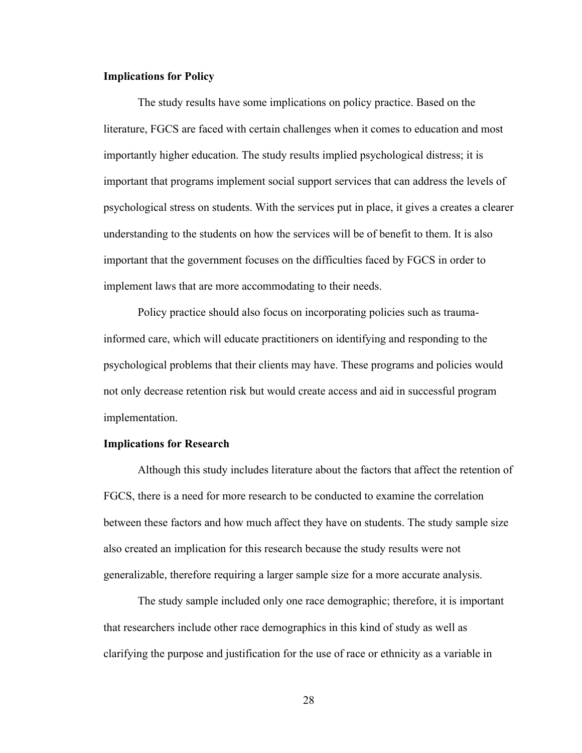**Implications for Policy**

The study results have some implications on policy practice. Based on the literature, FGCS are faced with certain challenges when it comes to education and most importantly higher education. The study results implied psychological distress; it is important that programs implement social support services that can address the levels of psychological stress on students. With the services put in place, it gives a creates a clearer understanding to the students on how the services will be of benefit to them. It is also important that the government focuses on the difficulties faced by FGCS in order to implement laws that are more accommodating to their needs.

Policy practice should also focus on incorporating policies such as trauma-informed care, which will educate practitioners on identifying and responding to the psychological problems that their clients may have. These programs and policies would not only decrease retention risk but would create access and aid in successful program implementation.

**Implications for Research**

Although this study includes literature about the factors that affect the retention of FGCS, there is a need for more research to be conducted to examine the correlation between these factors and how much affect they have on students. The study sample size also created an implication for this research because the study results were not generalizable, therefore requiring a larger sample size for a more accurate analysis.

The study sample included only one race demographic; therefore, it is important that researchers include other race demographics in this kind of study as well as clarifying the purpose and justification for the use of race or ethnicity as a variable in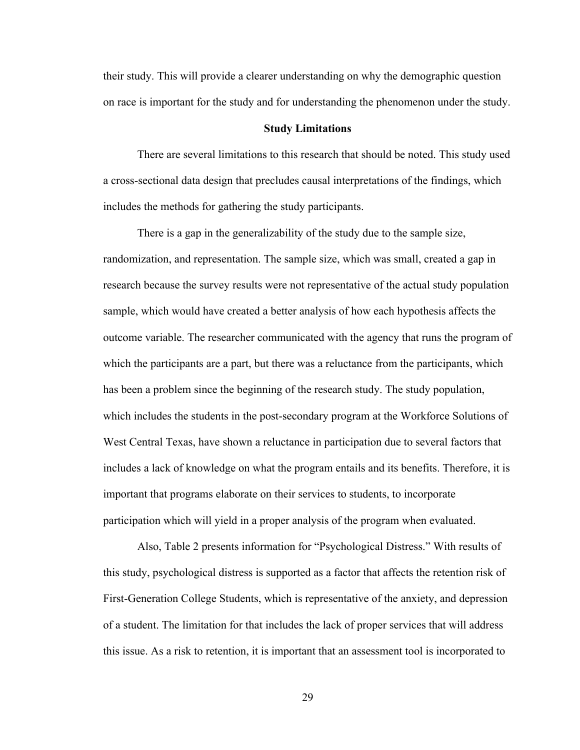their study. This will provide a clearer understanding on why the demographic question on race is important for the study and for understanding the phenomenon under the study.

## Study Limitations

There are several limitations to this research that should be noted. This study used a cross-sectional data design that precludes causal interpretations of the findings, which includes the methods for gathering the study participants.

There is a gap in the generalizability of the study due to the sample size, randomization, and representation. The sample size, which was small, created a gap in research because the survey results were not representative of the actual study population sample, which would have created a better analysis of how each hypothesis affects the outcome variable. The researcher communicated with the agency that runs the program of which the participants are a part, but there was a reluctance from the participants, which has been a problem since the beginning of the research study. The study population, which includes the students in the post-secondary program at the Workforce Solutions of West Central Texas, have shown a reluctance in participation due to several factors that includes a lack of knowledge on what the program entails and its benefits. Therefore, it is important that programs elaborate on their services to students, to incorporate participation which will yield in a proper analysis of the program when evaluated.

Also, Table 2 presents information for "Psychological Distress." With results of this study, psychological distress is supported as a factor that affects the retention risk of First-Generation College Students, which is representative of the anxiety, and depression of a student. The limitation for that includes the lack of proper services that will address this issue. As a risk to retention, it is important that an assessment tool is incorporated to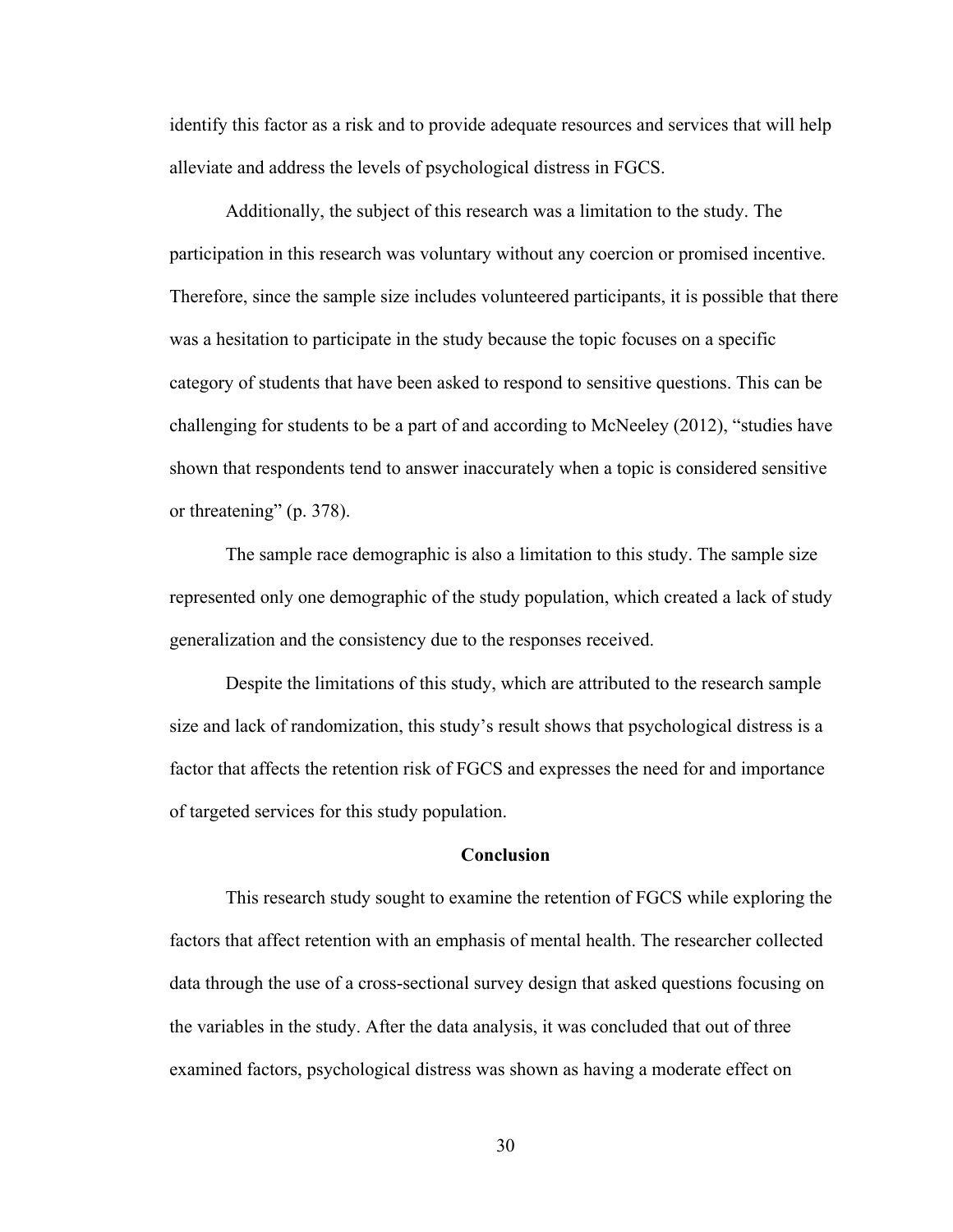identify this factor as a risk and to provide adequate resources and services that will help alleviate and address the levels of psychological distress in FGCS.

Additionally, the subject of this research was a limitation to the study. The participation in this research was voluntary without any coercion or promised incentive. Therefore, since the sample size includes volunteered participants, it is possible that there was a hesitation to participate in the study because the topic focuses on a specific category of students that have been asked to respond to sensitive questions. This can be challenging for students to be a part of and according to McNeeley (2012), "studies have shown that respondents tend to answer inaccurately when a topic is considered sensitive or threatening" (p. 378).

The sample race demographic is also a limitation to this study. The sample size represented only one demographic of the study population, which created a lack of study generalization and the consistency due to the responses received.

Despite the limitations of this study, which are attributed to the research sample size and lack of randomization, this study's result shows that psychological distress is a factor that affects the retention risk of FGCS and expresses the need for and importance of targeted services for this study population.

## Conclusion

This research study sought to examine the retention of FGCS while exploring the factors that affect retention with an emphasis of mental health. The researcher collected data through the use of a cross-sectional survey design that asked questions focusing on the variables in the study. After the data analysis, it was concluded that out of three examined factors, psychological distress was shown as having a moderate effect on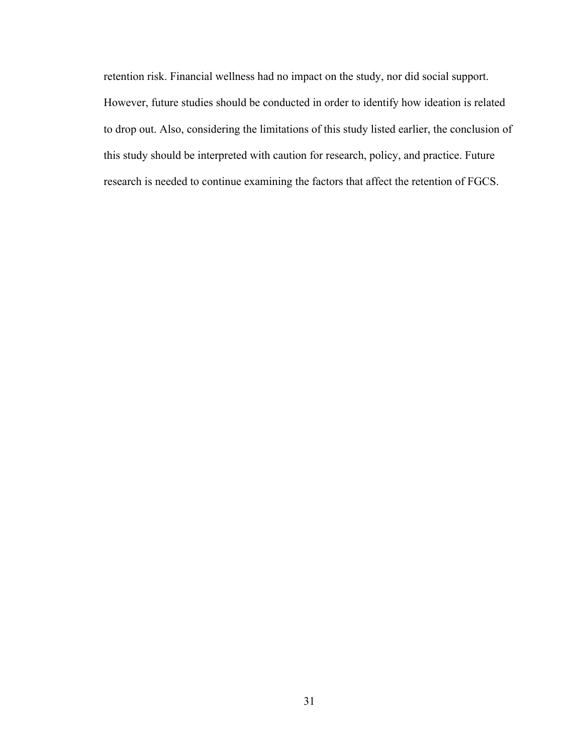retention risk. Financial wellness had no impact on the study, nor did social support. However, future studies should be conducted in order to identify how ideation is related to drop out. Also, considering the limitations of this study listed earlier, the conclusion of this study should be interpreted with caution for research, policy, and practice. Future research is needed to continue examining the factors that affect the retention of FGCS.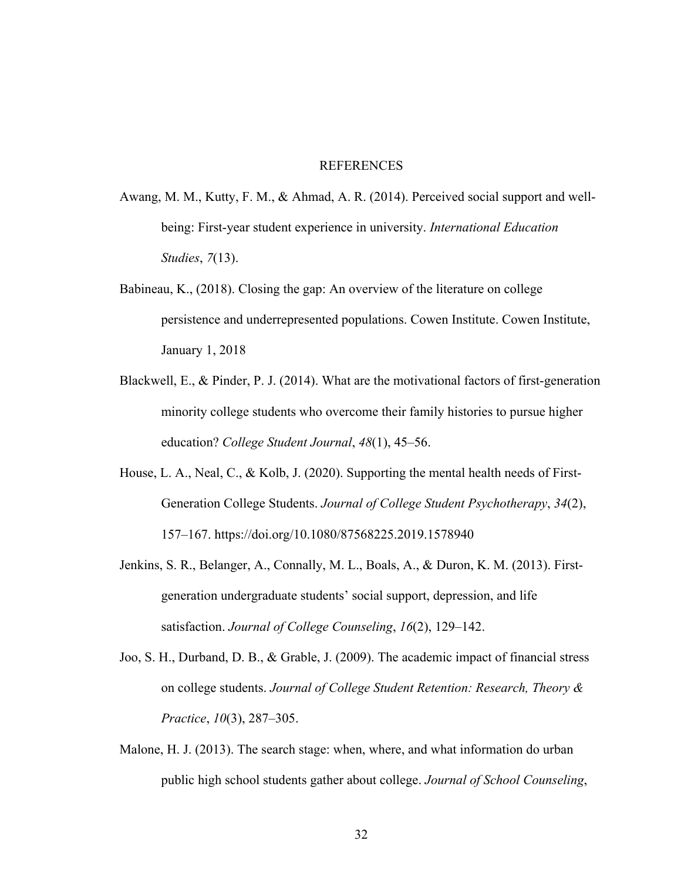# REFERENCES

Awang, M. M., Kutty, F. M., & Ahmad, A. R. (2014). Perceived social support and well-being: First-year student experience in university. *International Education Studies*, *7*(13).

Babineau, K., (2018). Closing the gap: An overview of the literature on college persistence and underrepresented populations. Cowen Institute. Cowen Institute, January 1, 2018

Blackwell, E., & Pinder, P. J. (2014). What are the motivational factors of first-generation minority college students who overcome their family histories to pursue higher education? *College Student Journal*, *48*(1), 45–56.

House, L. A., Neal, C., & Kolb, J. (2020). Supporting the mental health needs of First-Generation College Students. *Journal of College Student Psychotherapy*, *34*(2), 157–167. https://doi.org/10.1080/87568225.2019.1578940

Jenkins, S. R., Belanger, A., Connally, M. L., Boals, A., & Duron, K. M. (2013). First-generation undergraduate students' social support, depression, and life satisfaction. *Journal of College Counseling*, *16*(2), 129–142.

Joo, S. H., Durband, D. B., & Grable, J. (2009). The academic impact of financial stress on college students. *Journal of College Student Retention: Research, Theory & Practice*, *10*(3), 287–305.

Malone, H. J. (2013). The search stage: when, where, and what information do urban public high school students gather about college. *Journal of School Counseling*,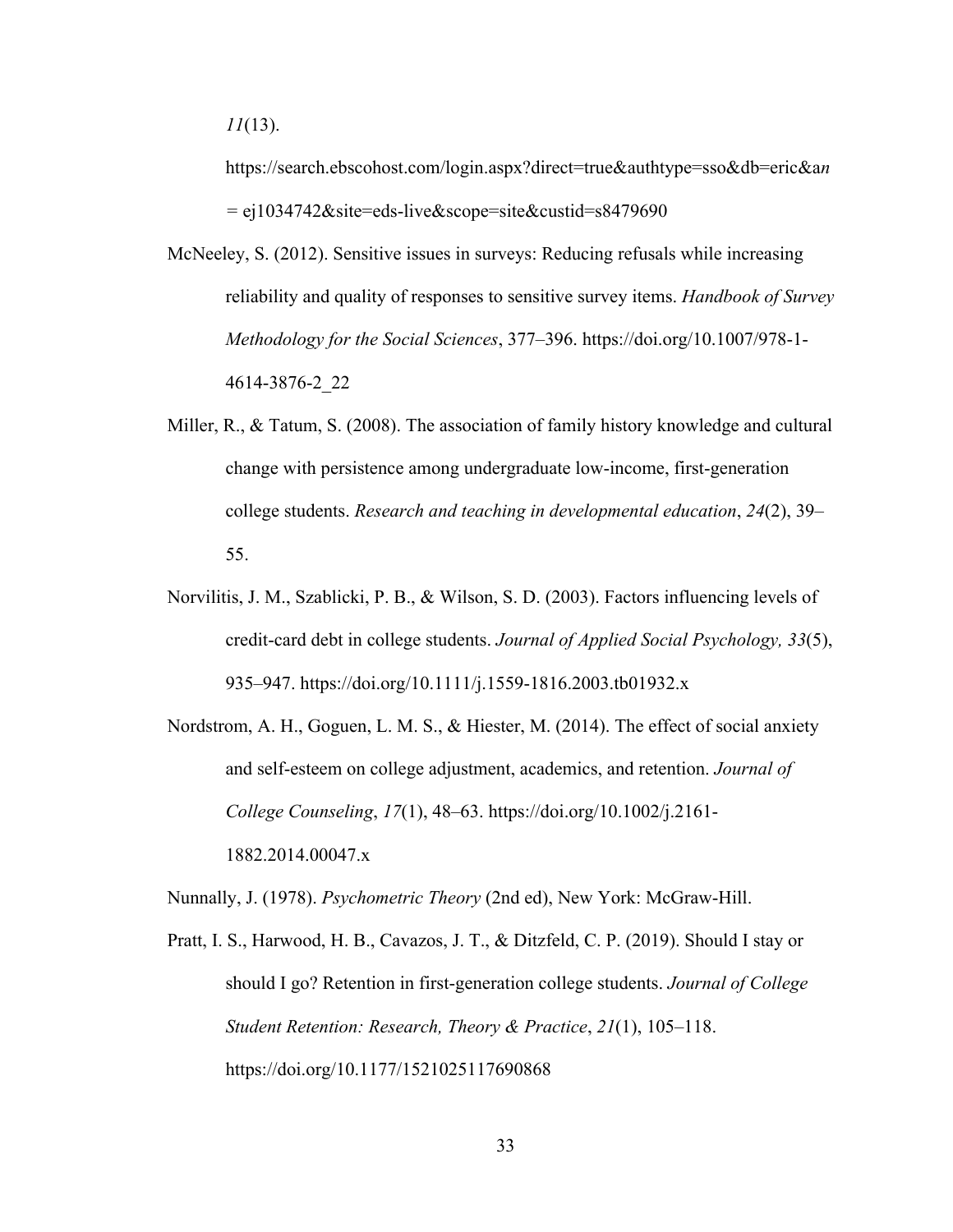*11*(13). https://search.ebscohost.com/login.aspx?direct=true&authtype=sso&db=eric&an = ej1034742&site=eds-live&scope=site&custid=s8479690

McNeeley, S. (2012). Sensitive issues in surveys: Reducing refusals while increasing reliability and quality of responses to sensitive survey items. *Handbook of Survey Methodology for the Social Sciences*, 377–396. https://doi.org/10.1007/978-1-4614-3876-2_22

Miller, R., & Tatum, S. (2008). The association of family history knowledge and cultural change with persistence among undergraduate low-income, first-generation college students. *Research and teaching in developmental education*, *24*(2), 39–55.

Norvilitis, J. M., Szablicki, P. B., & Wilson, S. D. (2003). Factors influencing levels of credit-card debt in college students. *Journal of Applied Social Psychology, 33*(5), 935–947. https://doi.org/10.1111/j.1559-1816.2003.tb01932.x

Nordstrom, A. H., Goguen, L. M. S., & Hiester, M. (2014). The effect of social anxiety and self-esteem on college adjustment, academics, and retention. *Journal of College Counseling*, *17*(1), 48–63. https://doi.org/10.1002/j.2161-1882.2014.00047.x

Nunnally, J. (1978). *Psychometric Theory* (2nd ed), New York: McGraw-Hill.

Pratt, I. S., Harwood, H. B., Cavazos, J. T., & Ditzfeld, C. P. (2019). Should I stay or should I go? Retention in first-generation college students. *Journal of College Student Retention: Research, Theory & Practice*, *21*(1), 105–118. https://doi.org/10.1177/1521025117690868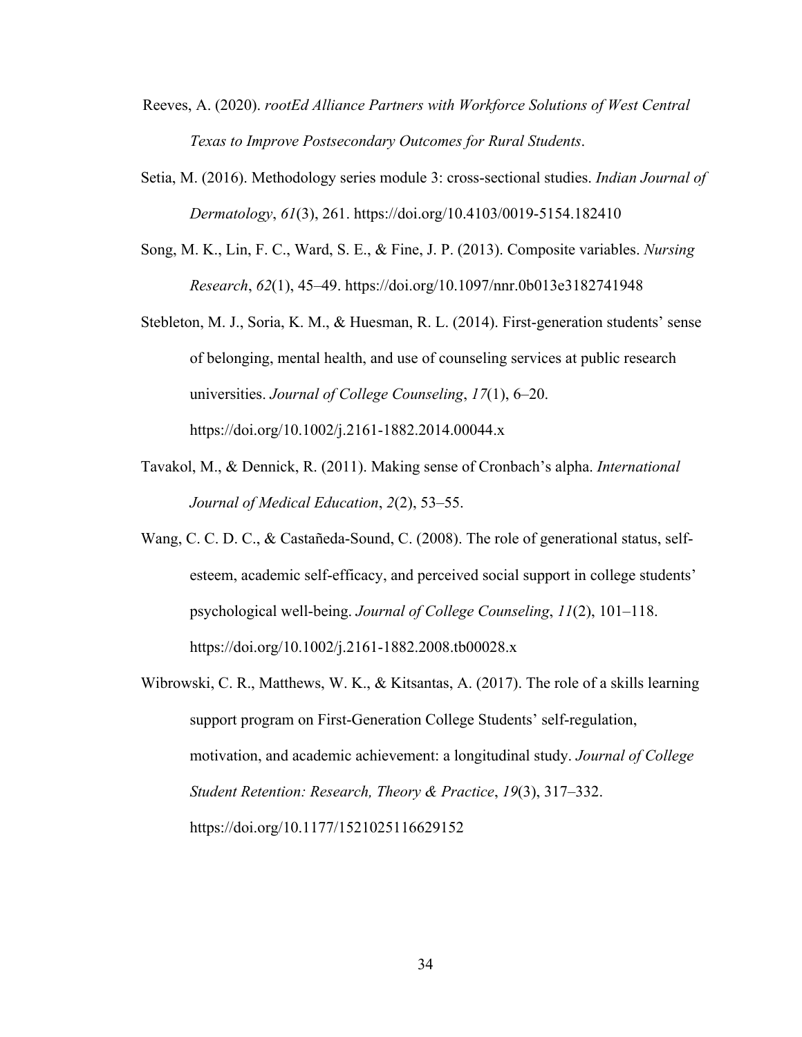Reeves, A. (2020). *rootEd Alliance Partners with Workforce Solutions of West Central Texas to Improve Postsecondary Outcomes for Rural Students*.

Setia, M. (2016). Methodology series module 3: cross-sectional studies. *Indian Journal of Dermatology*, *61*(3), 261. https://doi.org/10.4103/0019-5154.182410

Song, M. K., Lin, F. C., Ward, S. E., & Fine, J. P. (2013). Composite variables. *Nursing Research*, *62*(1), 45–49. https://doi.org/10.1097/nnr.0b013e3182741948

Stebleton, M. J., Soria, K. M., & Huesman, R. L. (2014). First-generation students' sense of belonging, mental health, and use of counseling services at public research universities. *Journal of College Counseling*, *17*(1), 6–20. https://doi.org/10.1002/j.2161-1882.2014.00044.x

Tavakol, M., & Dennick, R. (2011). Making sense of Cronbach's alpha. *International Journal of Medical Education*, *2*(2), 53–55.

Wang, C. C. D. C., & Castañeda-Sound, C. (2008). The role of generational status, self-esteem, academic self-efficacy, and perceived social support in college students' psychological well-being. *Journal of College Counseling*, *11*(2), 101–118. https://doi.org/10.1002/j.2161-1882.2008.tb00028.x

Wibrowski, C. R., Matthews, W. K., & Kitsantas, A. (2017). The role of a skills learning support program on First-Generation College Students' self-regulation, motivation, and academic achievement: a longitudinal study. *Journal of College Student Retention: Research, Theory & Practice*, *19*(3), 317–332. https://doi.org/10.1177/1521025116629152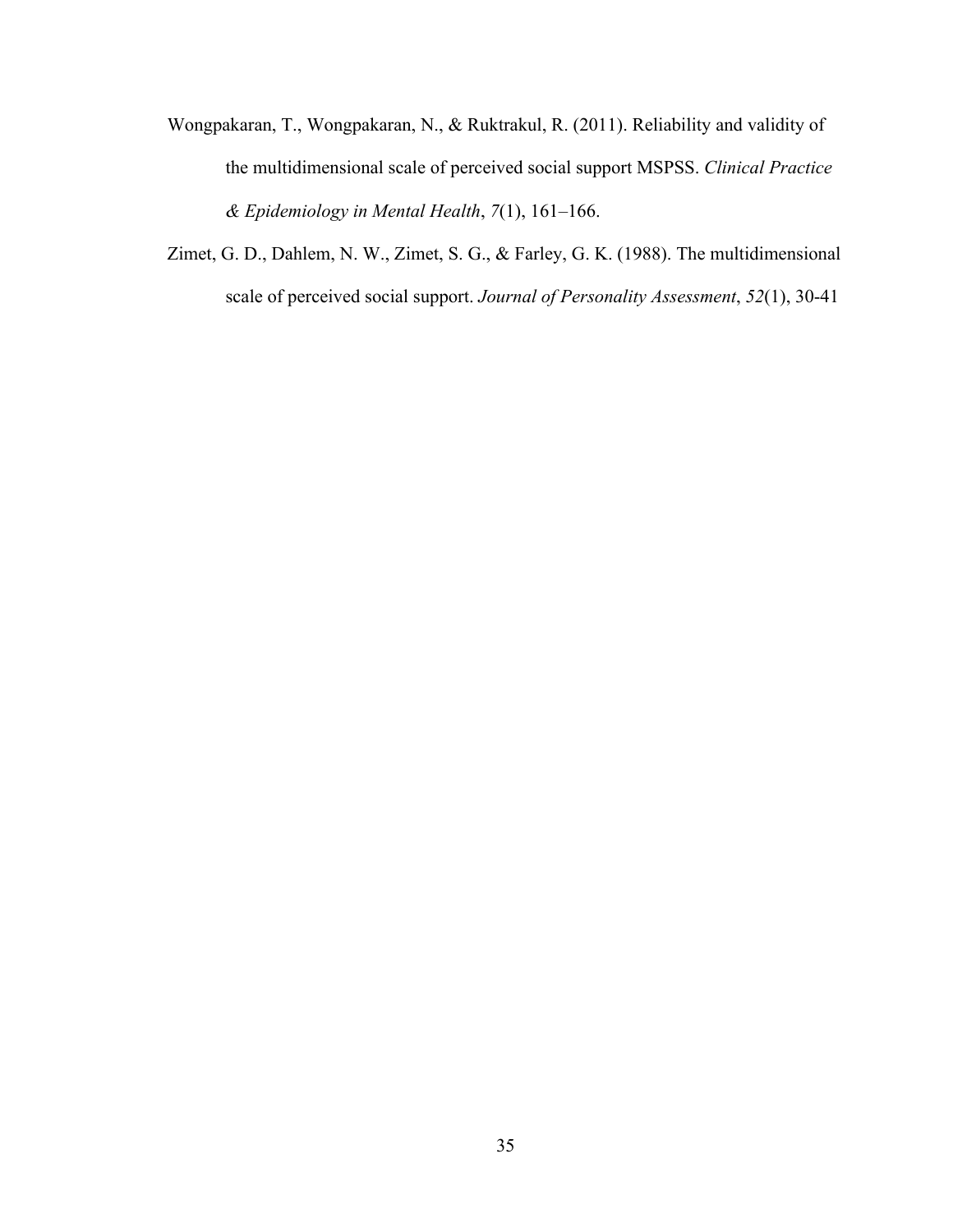Wongpakaran, T., Wongpakaran, N., & Ruktrakul, R. (2011). Reliability and validity of the multidimensional scale of perceived social support MSPSS. *Clinical Practice & Epidemiology in Mental Health*, *7*(1), 161–166.

Zimet, G. D., Dahlem, N. W., Zimet, S. G., & Farley, G. K. (1988). The multidimensional scale of perceived social support. *Journal of Personality Assessment*, *52*(1), 30-41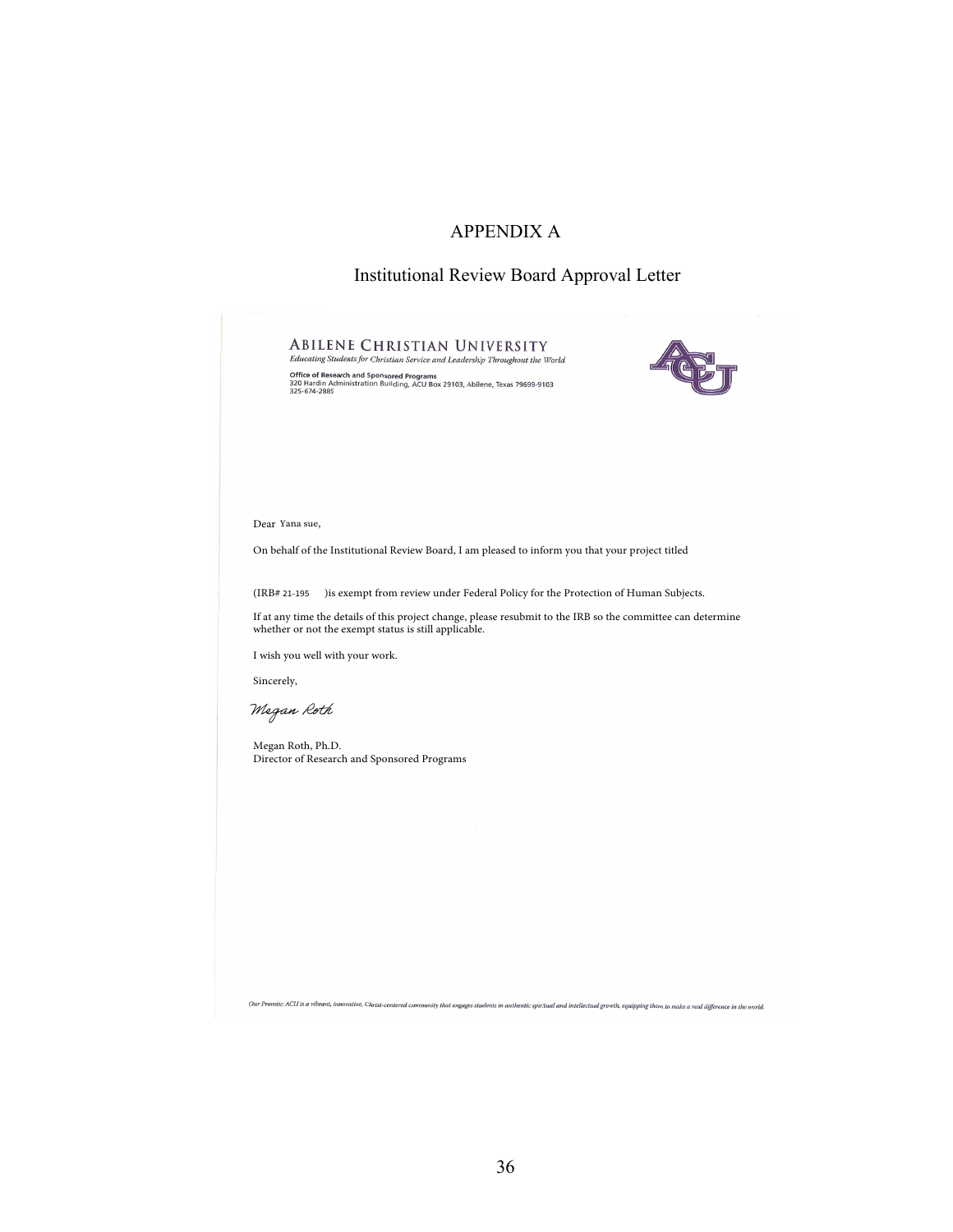# APPENDIX A

## Institutional Review Board Approval Letter

**ABILENE CHRISTIAN UNIVERSITY**
*Educating Students for Christian Service and Leadership Throughout the World*

**Office of Research and Sponsored Programs**
320 Hardin Administration Building, ACU Box 29103, Abilene, Texas 79699-9103
325-674-2885

Dear Yana sue,

On behalf of the Institutional Review Board, I am pleased to inform you that your project titled

(IRB# 21-195 )is exempt from review under Federal Policy for the Protection of Human Subjects.

If at any time the details of this project change, please resubmit to the IRB so the committee can determine whether or not the exempt status is still applicable.

I wish you well with your work.

Sincerely,

*Megan Roth*

Megan Roth, Ph.D.
Director of Research and Sponsored Programs

*Our Promise: ACU is a vibrant, innovative, Christ-centered community that engages students in authentic spiritual and intellectual growth, equipping them to make a real difference in the world.*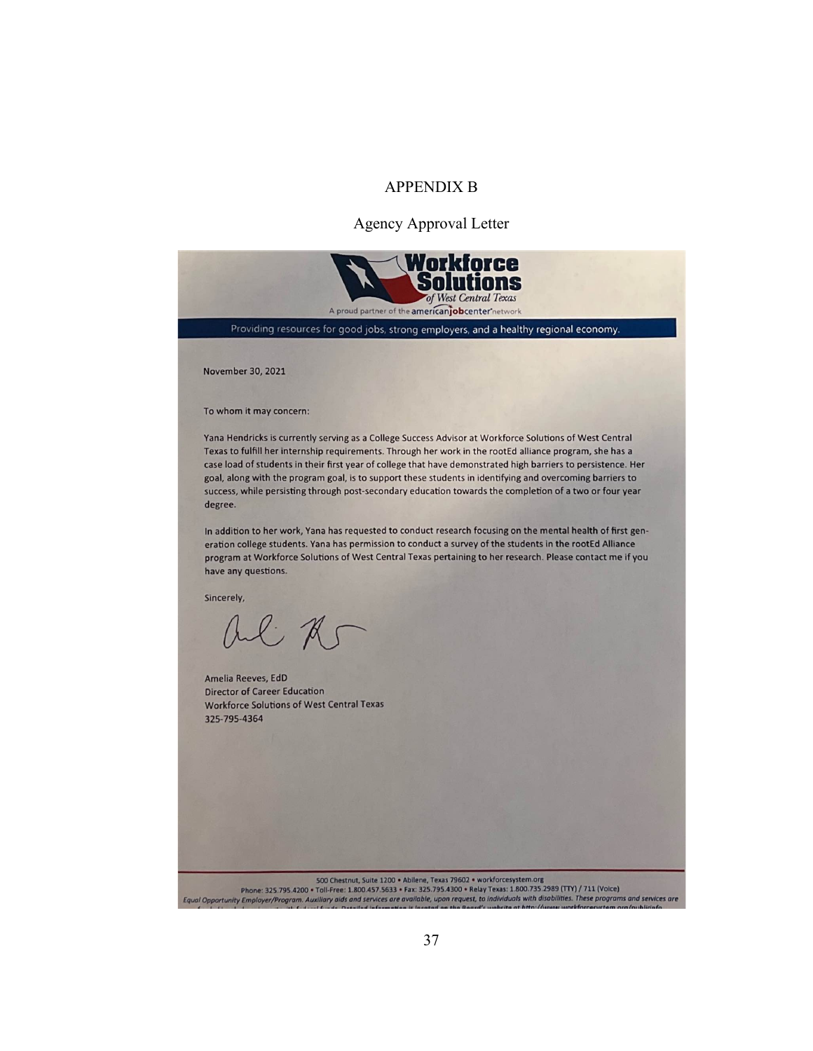# APPENDIX B

## Agency Approval Letter

**Workforce Solutions**
*of West Central Texas*
A proud partner of the americanjobcenter network

Providing resources for good jobs, strong employers, and a healthy regional economy.

November 30, 2021

To whom it may concern:

Yana Hendricks is currently serving as a College Success Advisor at Workforce Solutions of West Central Texas to fulfill her internship requirements. Through her work in the rootEd alliance program, she has a case load of students in their first year of college that have demonstrated high barriers to persistence. Her goal, along with the program goal, is to support these students in identifying and overcoming barriers to success, while persisting through post-secondary education towards the completion of a two or four year degree.

In addition to her work, Yana has requested to conduct research focusing on the mental health of first generation college students. Yana has permission to conduct a survey of the students in the rootEd Alliance program at Workforce Solutions of West Central Texas pertaining to her research. Please contact me if you have any questions.

Sincerely,

Amelia Reeves, EdD
Director of Career Education
Workforce Solutions of West Central Texas
325-795-4364

500 Chestnut, Suite 1200 • Abilene, Texas 79602 • workforcesystem.org
Phone: 325.795.4200 • Toll-Free: 1.800.457.5633 • Fax: 325.795.4300 • Relay Texas: 1.800.735.2989 (TTY) / 711 (Voice)
*Equal Opportunity Employer/Program. Auxiliary aids and services are available, upon request, to individuals with disabilities. These programs and services are*